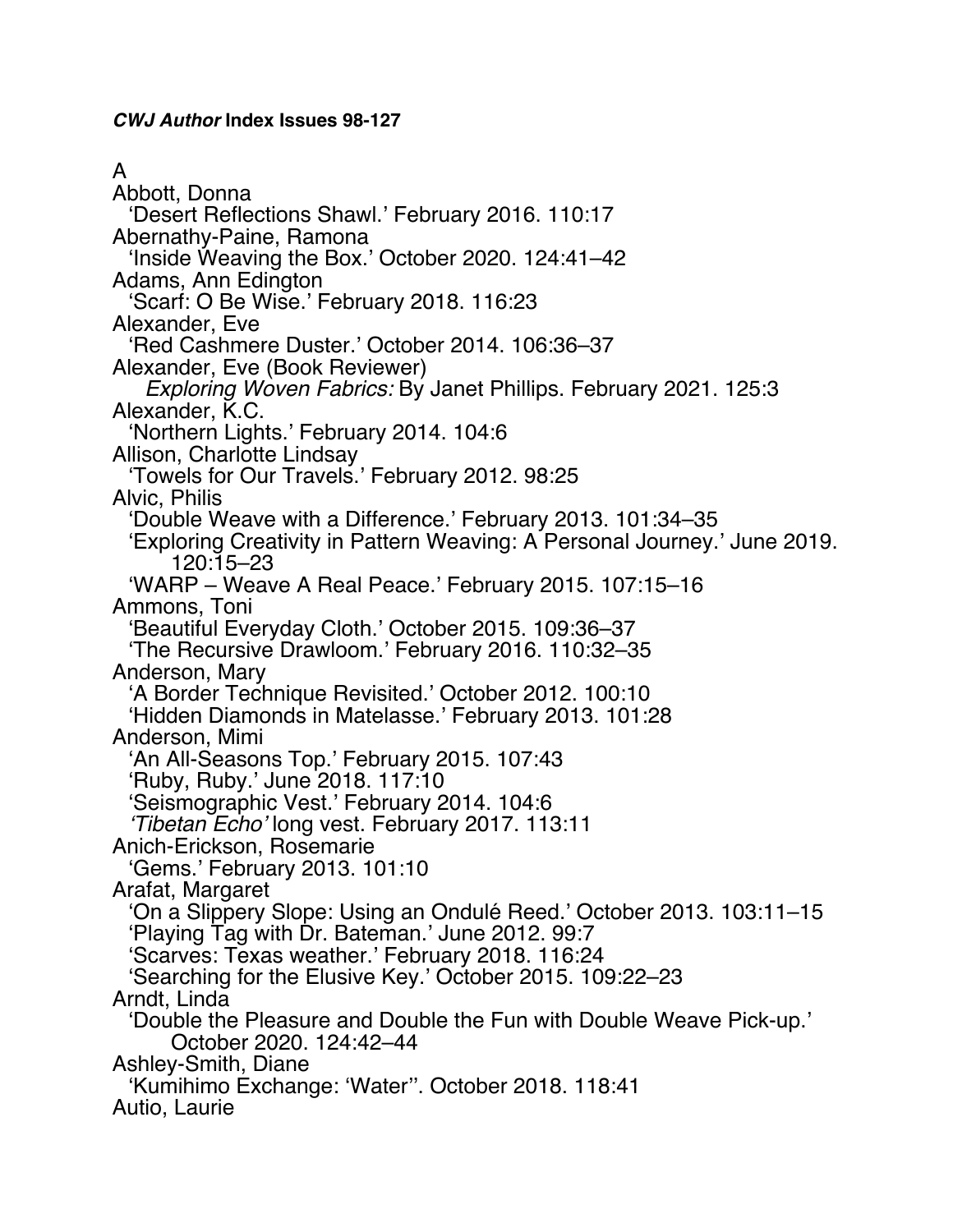***CWJ Author* Index Issues 98-127**

A

Abbott, Donna
  'Desert Reflections Shawl.' February 2016. 110:17

Abernathy-Paine, Ramona
  'Inside Weaving the Box.' October 2020. 124:41–42

Adams, Ann Edington
  'Scarf: O Be Wise.' February 2018. 116:23

Alexander, Eve
  'Red Cashmere Duster.' October 2014. 106:36–37

Alexander, Eve (Book Reviewer)
  *Exploring Woven Fabrics:* By Janet Phillips. February 2021. 125:3

Alexander, K.C.
  'Northern Lights.' February 2014. 104:6

Allison, Charlotte Lindsay
  'Towels for Our Travels.' February 2012. 98:25

Alvic, Philis
  'Double Weave with a Difference.' February 2013. 101:34–35
  'Exploring Creativity in Pattern Weaving: A Personal Journey.' June 2019. 120:15–23
  'WARP – Weave A Real Peace.' February 2015. 107:15–16

Ammons, Toni
  'Beautiful Everyday Cloth.' October 2015. 109:36–37
  'The Recursive Drawloom.' February 2016. 110:32–35

Anderson, Mary
  'A Border Technique Revisited.' October 2012. 100:10
  'Hidden Diamonds in Matelasse.' February 2013. 101:28

Anderson, Mimi
  'An All-Seasons Top.' February 2015. 107:43
  'Ruby, Ruby.' June 2018. 117:10
  'Seismographic Vest.' February 2014. 104:6
  *'Tibetan Echo'* long vest. February 2017. 113:11

Anich-Erickson, Rosemarie
  'Gems.' February 2013. 101:10

Arafat, Margaret
  'On a Slippery Slope: Using an Ondulé Reed.' October 2013. 103:11–15
  'Playing Tag with Dr. Bateman.' June 2012. 99:7
  'Scarves: Texas weather.' February 2018. 116:24
  'Searching for the Elusive Key.' October 2015. 109:22–23

Arndt, Linda
  'Double the Pleasure and Double the Fun with Double Weave Pick-up.' October 2020. 124:42–44

Ashley-Smith, Diane
  'Kumihimo Exchange: 'Water''. October 2018. 118:41

Autio, Laurie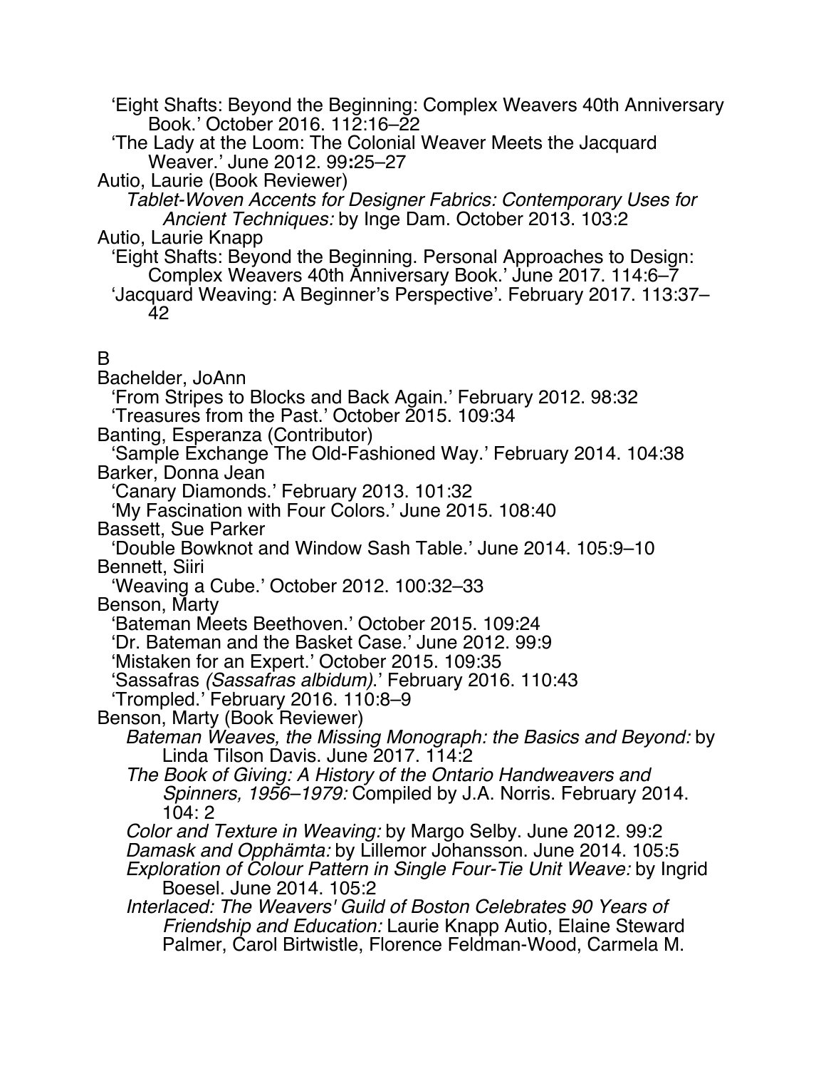'Eight Shafts: Beyond the Beginning: Complex Weavers 40th Anniversary Book.' October 2016. 112:16–22

'The Lady at the Loom: The Colonial Weaver Meets the Jacquard Weaver.' June 2012. 99:25–27

Autio, Laurie (Book Reviewer)

*Tablet-Woven Accents for Designer Fabrics: Contemporary Uses for Ancient Techniques:* by Inge Dam. October 2013. 103:2

Autio, Laurie Knapp

'Eight Shafts: Beyond the Beginning. Personal Approaches to Design: Complex Weavers 40th Anniversary Book.' June 2017. 114:6–7

'Jacquard Weaving: A Beginner's Perspective'. February 2017. 113:37–42

B

Bachelder, JoAnn

'From Stripes to Blocks and Back Again.' February 2012. 98:32

'Treasures from the Past.' October 2015. 109:34

Banting, Esperanza (Contributor)

'Sample Exchange The Old-Fashioned Way.' February 2014. 104:38

Barker, Donna Jean

'Canary Diamonds.' February 2013. 101:32

'My Fascination with Four Colors.' June 2015. 108:40

Bassett, Sue Parker

'Double Bowknot and Window Sash Table.' June 2014. 105:9–10

Bennett, Siiri

'Weaving a Cube.' October 2012. 100:32–33

Benson, Marty

'Bateman Meets Beethoven.' October 2015. 109:24

'Dr. Bateman and the Basket Case.' June 2012. 99:9

'Mistaken for an Expert.' October 2015. 109:35

'Sassafras *(Sassafras albidum)*.' February 2016. 110:43

'Trompled.' February 2016. 110:8–9

Benson, Marty (Book Reviewer)

*Bateman Weaves, the Missing Monograph: the Basics and Beyond:* by Linda Tilson Davis. June 2017. 114:2

*The Book of Giving: A History of the Ontario Handweavers and Spinners, 1956–1979:* Compiled by J.A. Norris. February 2014. 104: 2

*Color and Texture in Weaving:* by Margo Selby. June 2012. 99:2

*Damask and Opphämta:* by Lillemor Johansson. June 2014. 105:5

*Exploration of Colour Pattern in Single Four-Tie Unit Weave:* by Ingrid Boesel. June 2014. 105:2

*Interlaced: The Weavers' Guild of Boston Celebrates 90 Years of Friendship and Education:* Laurie Knapp Autio, Elaine Steward Palmer, Carol Birtwistle, Florence Feldman-Wood, Carmela M.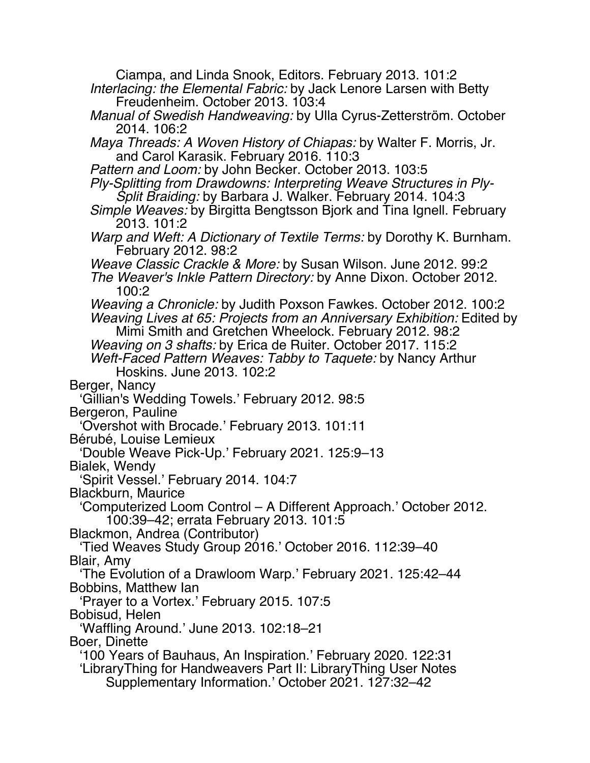Ciampa, and Linda Snook, Editors. February 2013. 101:2

*Interlacing: the Elemental Fabric:* by Jack Lenore Larsen with Betty Freudenheim. October 2013. 103:4

*Manual of Swedish Handweaving:* by Ulla Cyrus-Zetterström. October 2014. 106:2

*Maya Threads: A Woven History of Chiapas:* by Walter F. Morris, Jr. and Carol Karasik. February 2016. 110:3

*Pattern and Loom:* by John Becker. October 2013. 103:5

*Ply-Splitting from Drawdowns: Interpreting Weave Structures in Ply-Split Braiding:* by Barbara J. Walker. February 2014. 104:3

*Simple Weaves:* by Birgitta Bengtsson Bjork and Tina Ignell. February 2013. 101:2

*Warp and Weft: A Dictionary of Textile Terms:* by Dorothy K. Burnham. February 2012. 98:2

*Weave Classic Crackle & More:* by Susan Wilson. June 2012. 99:2

*The Weaver's Inkle Pattern Directory:* by Anne Dixon. October 2012. 100:2

*Weaving a Chronicle:* by Judith Poxson Fawkes. October 2012. 100:2

*Weaving Lives at 65: Projects from an Anniversary Exhibition:* Edited by Mimi Smith and Gretchen Wheelock. February 2012. 98:2

*Weaving on 3 shafts:* by Erica de Ruiter. October 2017. 115:2

*Weft-Faced Pattern Weaves: Tabby to Taquete:* by Nancy Arthur Hoskins. June 2013. 102:2

Berger, Nancy
'Gillian's Wedding Towels.' February 2012. 98:5

Bergeron, Pauline
'Overshot with Brocade.' February 2013. 101:11

Bérubé, Louise Lemieux
'Double Weave Pick-Up.' February 2021. 125:9–13

Bialek, Wendy
'Spirit Vessel.' February 2014. 104:7

Blackburn, Maurice
'Computerized Loom Control – A Different Approach.' October 2012. 100:39–42; errata February 2013. 101:5

Blackmon, Andrea (Contributor)
'Tied Weaves Study Group 2016.' October 2016. 112:39–40

Blair, Amy
'The Evolution of a Drawloom Warp.' February 2021. 125:42–44

Bobbins, Matthew Ian
'Prayer to a Vortex.' February 2015. 107:5

Bobisud, Helen
'Waffling Around.' June 2013. 102:18–21

Boer, Dinette
'100 Years of Bauhaus, An Inspiration.' February 2020. 122:31
'LibraryThing for Handweavers Part II: LibraryThing User Notes Supplementary Information.' October 2021. 127:32–42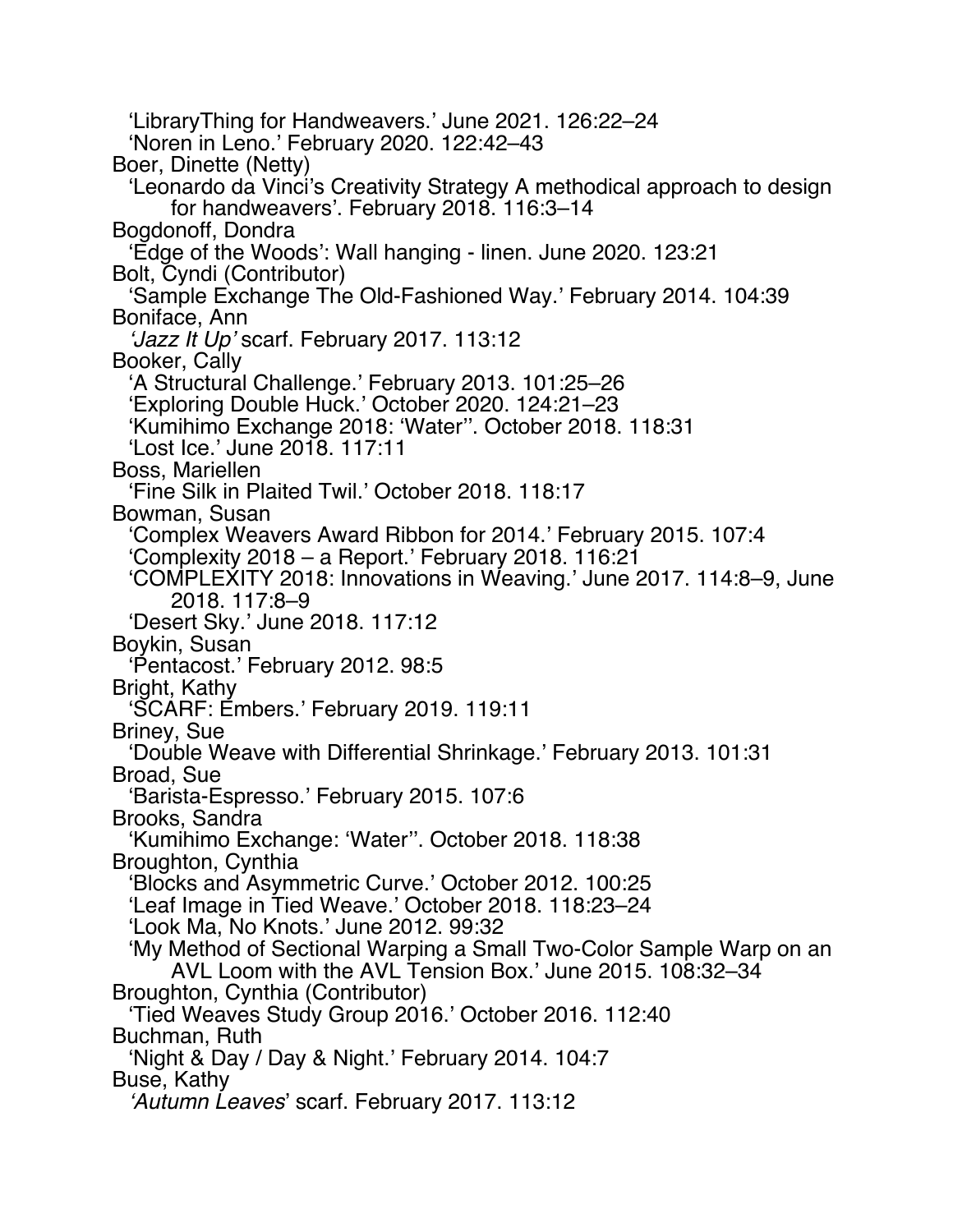'LibraryThing for Handweavers.' June 2021. 126:22–24
'Noren in Leno.' February 2020. 122:42–43

Boer, Dinette (Netty)
'Leonardo da Vinci's Creativity Strategy A methodical approach to design for handweavers'. February 2018. 116:3–14

Bogdonoff, Dondra
'Edge of the Woods': Wall hanging - linen. June 2020. 123:21

Bolt, Cyndi (Contributor)
'Sample Exchange The Old-Fashioned Way.' February 2014. 104:39

Boniface, Ann
*'Jazz It Up'* scarf. February 2017. 113:12

Booker, Cally
'A Structural Challenge.' February 2013. 101:25–26
'Exploring Double Huck.' October 2020. 124:21–23
'Kumihimo Exchange 2018: 'Water''. October 2018. 118:31
'Lost Ice.' June 2018. 117:11

Boss, Mariellen
'Fine Silk in Plaited Twil.' October 2018. 118:17

Bowman, Susan
'Complex Weavers Award Ribbon for 2014.' February 2015. 107:4
'Complexity 2018 – a Report.' February 2018. 116:21
'COMPLEXITY 2018: Innovations in Weaving.' June 2017. 114:8–9, June 2018. 117:8–9
'Desert Sky.' June 2018. 117:12

Boykin, Susan
'Pentacost.' February 2012. 98:5

Bright, Kathy
'SCARF: Embers.' February 2019. 119:11

Briney, Sue
'Double Weave with Differential Shrinkage.' February 2013. 101:31

Broad, Sue
'Barista-Espresso.' February 2015. 107:6

Brooks, Sandra
'Kumihimo Exchange: 'Water''. October 2018. 118:38

Broughton, Cynthia
'Blocks and Asymmetric Curve.' October 2012. 100:25
'Leaf Image in Tied Weave.' October 2018. 118:23–24
'Look Ma, No Knots.' June 2012. 99:32
'My Method of Sectional Warping a Small Two-Color Sample Warp on an AVL Loom with the AVL Tension Box.' June 2015. 108:32–34

Broughton, Cynthia (Contributor)
'Tied Weaves Study Group 2016.' October 2016. 112:40

Buchman, Ruth
'Night & Day / Day & Night.' February 2014. 104:7

Buse, Kathy
*'Autumn Leaves*' scarf. February 2017. 113:12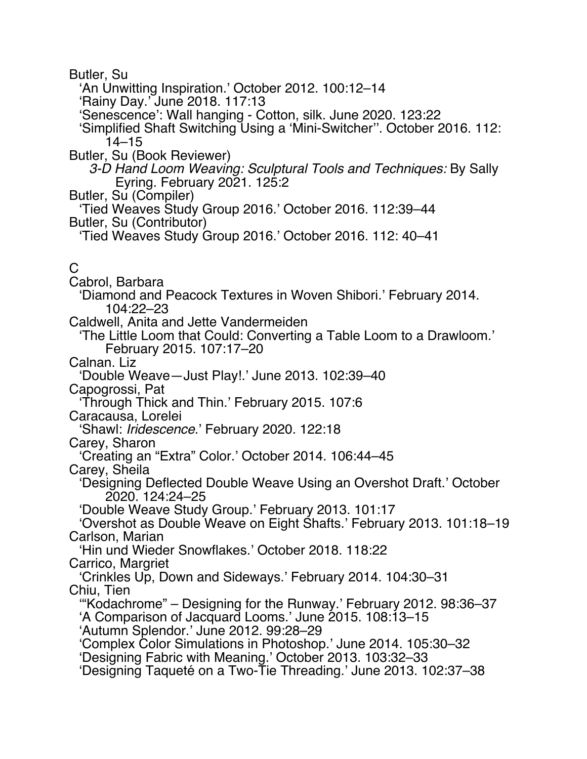Butler, Su

  'An Unwitting Inspiration.' October 2012. 100:12–14

  'Rainy Day.' June 2018. 117:13

  'Senescence': Wall hanging - Cotton, silk. June 2020. 123:22

  'Simplified Shaft Switching Using a 'Mini-Switcher''. October 2016. 112: 14–15

Butler, Su (Book Reviewer)

  *3-D Hand Loom Weaving: Sculptural Tools and Techniques:* By Sally Eyring. February 2021. 125:2

Butler, Su (Compiler)

  'Tied Weaves Study Group 2016.' October 2016. 112:39–44

Butler, Su (Contributor)

  'Tied Weaves Study Group 2016.' October 2016. 112: 40–41

## C

Cabrol, Barbara

  'Diamond and Peacock Textures in Woven Shibori.' February 2014. 104:22–23

Caldwell, Anita and Jette Vandermeiden

  'The Little Loom that Could: Converting a Table Loom to a Drawloom.' February 2015. 107:17–20

Calnan. Liz

  'Double Weave—Just Play!.' June 2013. 102:39–40

Capogrossi, Pat

  'Through Thick and Thin.' February 2015. 107:6

Caracausa, Lorelei

  'Shawl: *Iridescence.*' February 2020. 122:18

Carey, Sharon

  'Creating an "Extra" Color.' October 2014. 106:44–45

Carey, Sheila

  'Designing Deflected Double Weave Using an Overshot Draft.' October 2020. 124:24–25

  'Double Weave Study Group.' February 2013. 101:17

  'Overshot as Double Weave on Eight Shafts.' February 2013. 101:18–19

Carlson, Marian

  'Hin und Wieder Snowflakes.' October 2018. 118:22

Carrico, Margriet

  'Crinkles Up, Down and Sideways.' February 2014. 104:30–31

Chiu, Tien

  '"Kodachrome" – Designing for the Runway.' February 2012. 98:36–37

  'A Comparison of Jacquard Looms.' June 2015. 108:13–15

  'Autumn Splendor.' June 2012. 99:28–29

  'Complex Color Simulations in Photoshop.' June 2014. 105:30–32

  'Designing Fabric with Meaning.' October 2013. 103:32–33

  'Designing Taqueté on a Two-Tie Threading.' June 2013. 102:37–38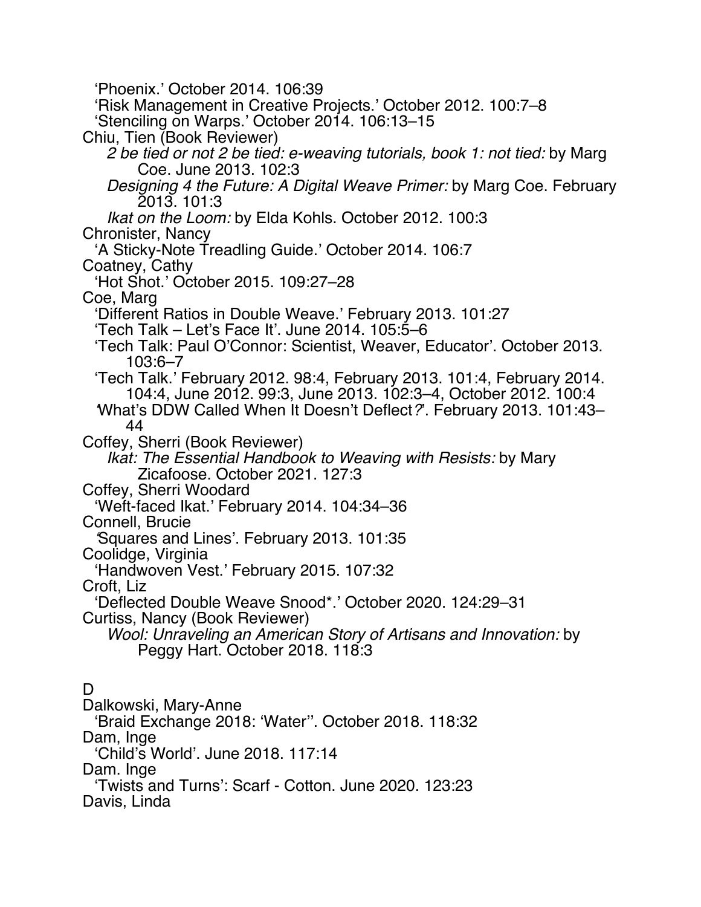'Phoenix.' October 2014. 106:39
'Risk Management in Creative Projects.' October 2012. 100:7–8
'Stenciling on Warps.' October 2014. 106:13–15

Chiu, Tien (Book Reviewer)
*2 be tied or not 2 be tied: e-weaving tutorials, book 1: not tied:* by Marg Coe. June 2013. 102:3
*Designing 4 the Future: A Digital Weave Primer:* by Marg Coe. February 2013. 101:3
*Ikat on the Loom:* by Elda Kohls. October 2012. 100:3

Chronister, Nancy
'A Sticky-Note Treadling Guide.' October 2014. 106:7

Coatney, Cathy
'Hot Shot.' October 2015. 109:27–28

Coe, Marg
'Different Ratios in Double Weave.' February 2013. 101:27
'Tech Talk – Let's Face It'. June 2014. 105:5–6
'Tech Talk: Paul O'Connor: Scientist, Weaver, Educator'. October 2013. 103:6–7
'Tech Talk.' February 2012. 98:4, February 2013. 101:4, February 2014. 104:4, June 2012. 99:3, June 2013. 102:3–4, October 2012. 100:4
'What's DDW Called When It Doesn't Deflect*?*'. February 2013. 101:43–44

Coffey, Sherri (Book Reviewer)
*Ikat: The Essential Handbook to Weaving with Resists:* by Mary Zicafoose. October 2021. 127:3

Coffey, Sherri Woodard
'Weft-faced Ikat.' February 2014. 104:34–36

Connell, Brucie
'Squares and Lines'. February 2013. 101:35

Coolidge, Virginia
'Handwoven Vest.' February 2015. 107:32

Croft, Liz
'Deflected Double Weave Snood*.' October 2020. 124:29–31

Curtiss, Nancy (Book Reviewer)
*Wool: Unraveling an American Story of Artisans and Innovation:* by Peggy Hart. October 2018. 118:3

D

Dalkowski, Mary-Anne
'Braid Exchange 2018: 'Water''. October 2018. 118:32

Dam, Inge
'Child's World'. June 2018. 117:14

Dam. Inge
'Twists and Turns': Scarf - Cotton. June 2020. 123:23

Davis, Linda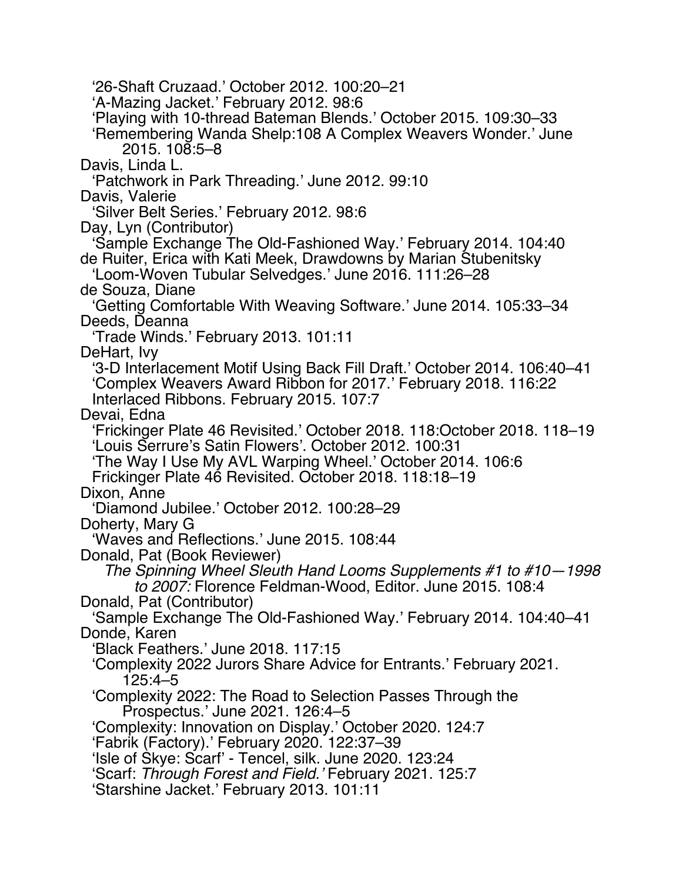'26-Shaft Cruzaad.' October 2012. 100:20–21
'A-Mazing Jacket.' February 2012. 98:6
'Playing with 10-thread Bateman Blends.' October 2015. 109:30–33
'Remembering Wanda Shelp:108 A Complex Weavers Wonder.' June 2015. 108:5–8

Davis, Linda L.
'Patchwork in Park Threading.' June 2012. 99:10

Davis, Valerie
'Silver Belt Series.' February 2012. 98:6

Day, Lyn (Contributor)
'Sample Exchange The Old-Fashioned Way.' February 2014. 104:40

de Ruiter, Erica with Kati Meek, Drawdowns by Marian Stubenitsky
'Loom-Woven Tubular Selvedges.' June 2016. 111:26–28

de Souza, Diane
'Getting Comfortable With Weaving Software.' June 2014. 105:33–34

Deeds, Deanna
'Trade Winds.' February 2013. 101:11

DeHart, Ivy
'3-D Interlacement Motif Using Back Fill Draft.' October 2014. 106:40–41
'Complex Weavers Award Ribbon for 2017.' February 2018. 116:22
Interlaced Ribbons. February 2015. 107:7

Devai, Edna
'Frickinger Plate 46 Revisited.' October 2018. 118:October 2018. 118–19
'Louis Serrure's Satin Flowers'. October 2012. 100:31
'The Way I Use My AVL Warping Wheel.' October 2014. 106:6
Frickinger Plate 46 Revisited. October 2018. 118:18–19

Dixon, Anne
'Diamond Jubilee.' October 2012. 100:28–29

Doherty, Mary G
'Waves and Reflections.' June 2015. 108:44

Donald, Pat (Book Reviewer)
*The Spinning Wheel Sleuth Hand Looms Supplements #1 to #10—1998 to 2007:* Florence Feldman-Wood, Editor. June 2015. 108:4

Donald, Pat (Contributor)
'Sample Exchange The Old-Fashioned Way.' February 2014. 104:40–41

Donde, Karen
'Black Feathers.' June 2018. 117:15
'Complexity 2022 Jurors Share Advice for Entrants.' February 2021. 125:4–5
'Complexity 2022: The Road to Selection Passes Through the Prospectus.' June 2021. 126:4–5
'Complexity: Innovation on Display.' October 2020. 124:7
'Fabrik (Factory).' February 2020. 122:37–39
'Isle of Skye: Scarf' - Tencel, silk. June 2020. 123:24
'Scarf: *Through Forest and Field.'* February 2021. 125:7
'Starshine Jacket.' February 2013. 101:11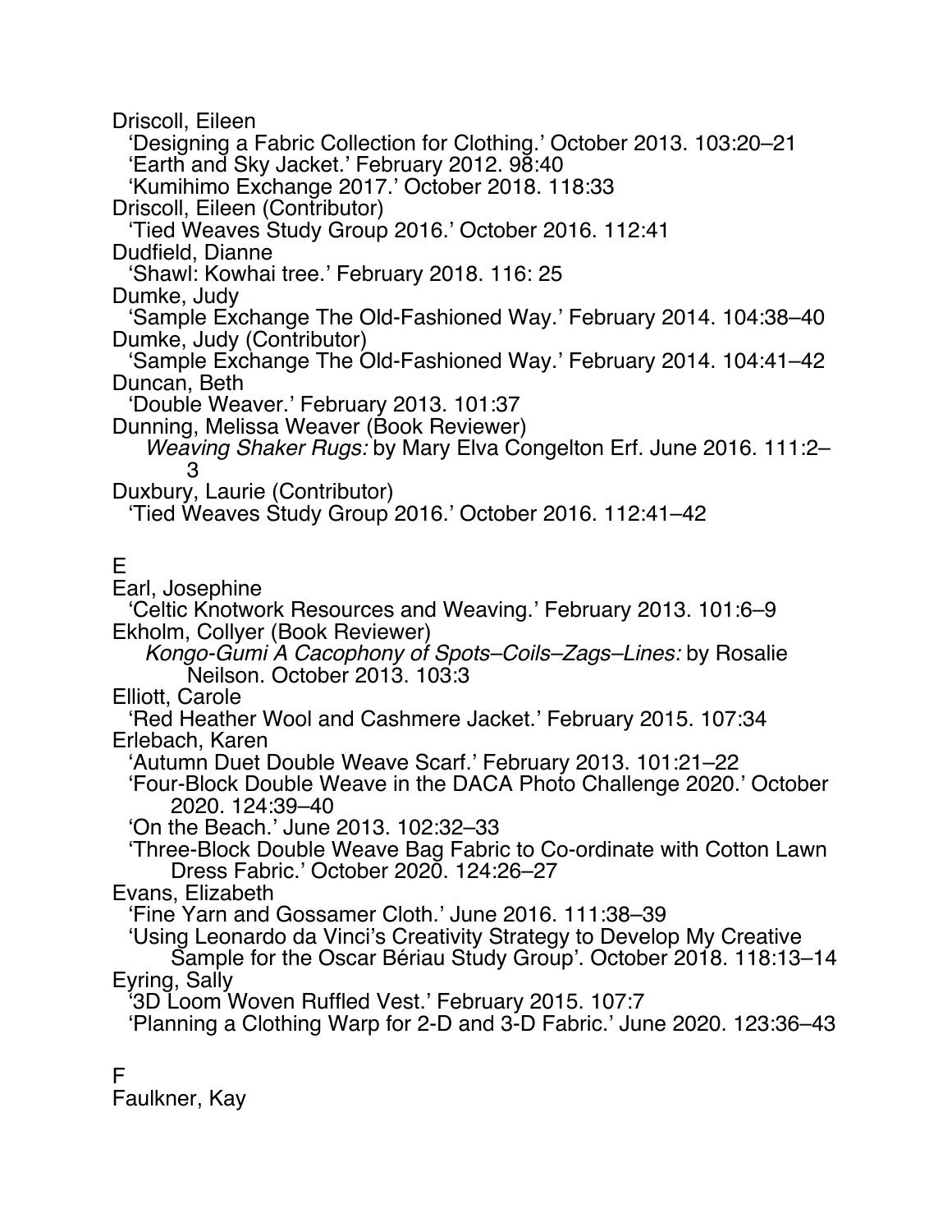Driscoll, Eileen
'Designing a Fabric Collection for Clothing.' October 2013. 103:20–21
'Earth and Sky Jacket.' February 2012. 98:40
'Kumihimo Exchange 2017.' October 2018. 118:33

Driscoll, Eileen (Contributor)
'Tied Weaves Study Group 2016.' October 2016. 112:41

Dudfield, Dianne
'Shawl: Kowhai tree.' February 2018. 116: 25

Dumke, Judy
'Sample Exchange The Old-Fashioned Way.' February 2014. 104:38–40

Dumke, Judy (Contributor)
'Sample Exchange The Old-Fashioned Way.' February 2014. 104:41–42

Duncan, Beth
'Double Weaver.' February 2013. 101:37

Dunning, Melissa Weaver (Book Reviewer)
*Weaving Shaker Rugs:* by Mary Elva Congelton Erf. June 2016. 111:2–3

Duxbury, Laurie (Contributor)
'Tied Weaves Study Group 2016.' October 2016. 112:41–42

## E

Earl, Josephine
'Celtic Knotwork Resources and Weaving.' February 2013. 101:6–9

Ekholm, Collyer (Book Reviewer)
*Kongo-Gumi A Cacophony of Spots–Coils–Zags–Lines:* by Rosalie Neilson. October 2013. 103:3

Elliott, Carole
'Red Heather Wool and Cashmere Jacket.' February 2015. 107:34

Erlebach, Karen
'Autumn Duet Double Weave Scarf.' February 2013. 101:21–22
'Four-Block Double Weave in the DACA Photo Challenge 2020.' October 2020. 124:39–40
'On the Beach.' June 2013. 102:32–33
'Three-Block Double Weave Bag Fabric to Co-ordinate with Cotton Lawn Dress Fabric.' October 2020. 124:26–27

Evans, Elizabeth
'Fine Yarn and Gossamer Cloth.' June 2016. 111:38–39
'Using Leonardo da Vinci's Creativity Strategy to Develop My Creative Sample for the Oscar Bériau Study Group'. October 2018. 118:13–14

Eyring, Sally
'3D Loom Woven Ruffled Vest.' February 2015. 107:7
'Planning a Clothing Warp for 2-D and 3-D Fabric.' June 2020. 123:36–43

## F

Faulkner, Kay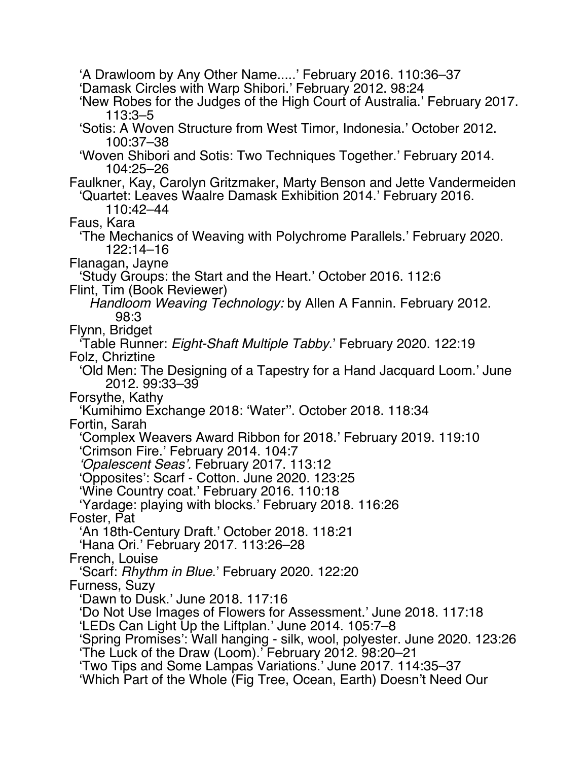'A Drawloom by Any Other Name.....' February 2016. 110:36–37
'Damask Circles with Warp Shibori.' February 2012. 98:24
'New Robes for the Judges of the High Court of Australia.' February 2017. 113:3–5
'Sotis: A Woven Structure from West Timor, Indonesia.' October 2012. 100:37–38
'Woven Shibori and Sotis: Two Techniques Together.' February 2014. 104:25–26

Faulkner, Kay, Carolyn Gritzmaker, Marty Benson and Jette Vandermeiden
'Quartet: Leaves Waalre Damask Exhibition 2014.' February 2016. 110:42–44

Faus, Kara
'The Mechanics of Weaving with Polychrome Parallels.' February 2020. 122:14–16

Flanagan, Jayne
'Study Groups: the Start and the Heart.' October 2016. 112:6

Flint, Tim (Book Reviewer)
*Handloom Weaving Technology:* by Allen A Fannin. February 2012. 98:3

Flynn, Bridget
'Table Runner: *Eight-Shaft Multiple Tabby*.' February 2020. 122:19

Folz, Chriztine
'Old Men: The Designing of a Tapestry for a Hand Jacquard Loom.' June 2012. 99:33–39

Forsythe, Kathy
'Kumihimo Exchange 2018: 'Water''. October 2018. 118:34

Fortin, Sarah
'Complex Weavers Award Ribbon for 2018.' February 2019. 119:10
'Crimson Fire.' February 2014. 104:7
*'Opalescent Seas'.* February 2017. 113:12
'Opposites': Scarf - Cotton. June 2020. 123:25
'Wine Country coat.' February 2016. 110:18
'Yardage: playing with blocks.' February 2018. 116:26

Foster, Pat
'An 18th-Century Draft.' October 2018. 118:21
'Hana Ori.' February 2017. 113:26–28

French, Louise
'Scarf: *Rhythm in Blue*.' February 2020. 122:20

Furness, Suzy
'Dawn to Dusk.' June 2018. 117:16
'Do Not Use Images of Flowers for Assessment.' June 2018. 117:18
'LEDs Can Light Up the Liftplan.' June 2014. 105:7–8
'Spring Promises': Wall hanging - silk, wool, polyester. June 2020. 123:26
'The Luck of the Draw (Loom).' February 2012. 98:20–21
'Two Tips and Some Lampas Variations.' June 2017. 114:35–37
'Which Part of the Whole (Fig Tree, Ocean, Earth) Doesn't Need Our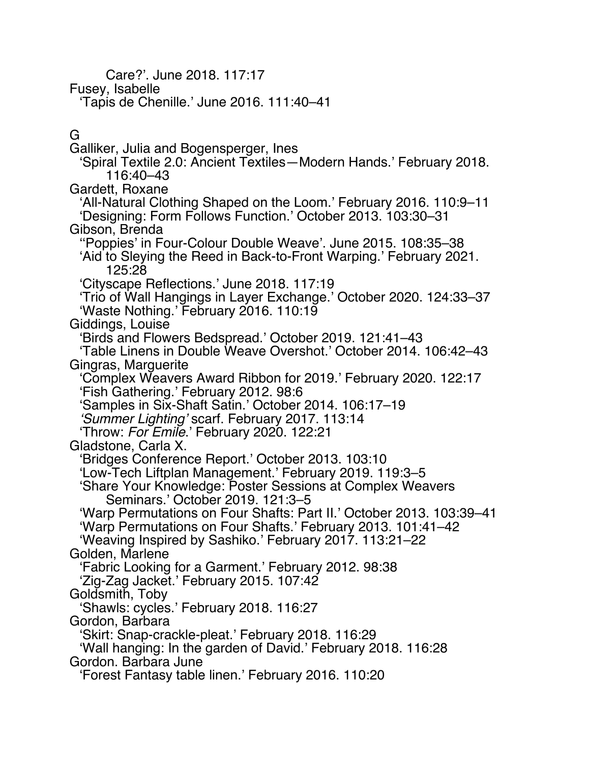Care?'. June 2018. 117:17

Fusey, Isabelle
- 'Tapis de Chenille.' June 2016. 111:40–41

## G

Galliker, Julia and Bogensperger, Ines
- 'Spiral Textile 2.0: Ancient Textiles—Modern Hands.' February 2018. 116:40–43

Gardett, Roxane
- 'All-Natural Clothing Shaped on the Loom.' February 2016. 110:9–11
- 'Designing: Form Follows Function.' October 2013. 103:30–31

Gibson, Brenda
- ''Poppies' in Four-Colour Double Weave'. June 2015. 108:35–38
- 'Aid to Sleying the Reed in Back-to-Front Warping.' February 2021. 125:28
- 'Cityscape Reflections.' June 2018. 117:19
- 'Trio of Wall Hangings in Layer Exchange.' October 2020. 124:33–37
- 'Waste Nothing.' February 2016. 110:19

Giddings, Louise
- 'Birds and Flowers Bedspread.' October 2019. 121:41–43
- 'Table Linens in Double Weave Overshot.' October 2014. 106:42–43

Gingras, Marguerite
- 'Complex Weavers Award Ribbon for 2019.' February 2020. 122:17
- 'Fish Gathering.' February 2012. 98:6
- 'Samples in Six-Shaft Satin.' October 2014. 106:17–19
- *'Summer Lighting'* scarf. February 2017. 113:14
- 'Throw: *For Emile*.' February 2020. 122:21

Gladstone, Carla X.
- 'Bridges Conference Report.' October 2013. 103:10
- 'Low-Tech Liftplan Management.' February 2019. 119:3–5
- 'Share Your Knowledge: Poster Sessions at Complex Weavers Seminars.' October 2019. 121:3–5
- 'Warp Permutations on Four Shafts: Part II.' October 2013. 103:39–41
- 'Warp Permutations on Four Shafts.' February 2013. 101:41–42
- 'Weaving Inspired by Sashiko.' February 2017. 113:21–22

Golden, Marlene
- 'Fabric Looking for a Garment.' February 2012. 98:38
- 'Zig-Zag Jacket.' February 2015. 107:42

Goldsmith, Toby
- 'Shawls: cycles.' February 2018. 116:27

Gordon, Barbara
- 'Skirt: Snap-crackle-pleat.' February 2018. 116:29
- 'Wall hanging: In the garden of David.' February 2018. 116:28

Gordon. Barbara June
- 'Forest Fantasy table linen.' February 2016. 110:20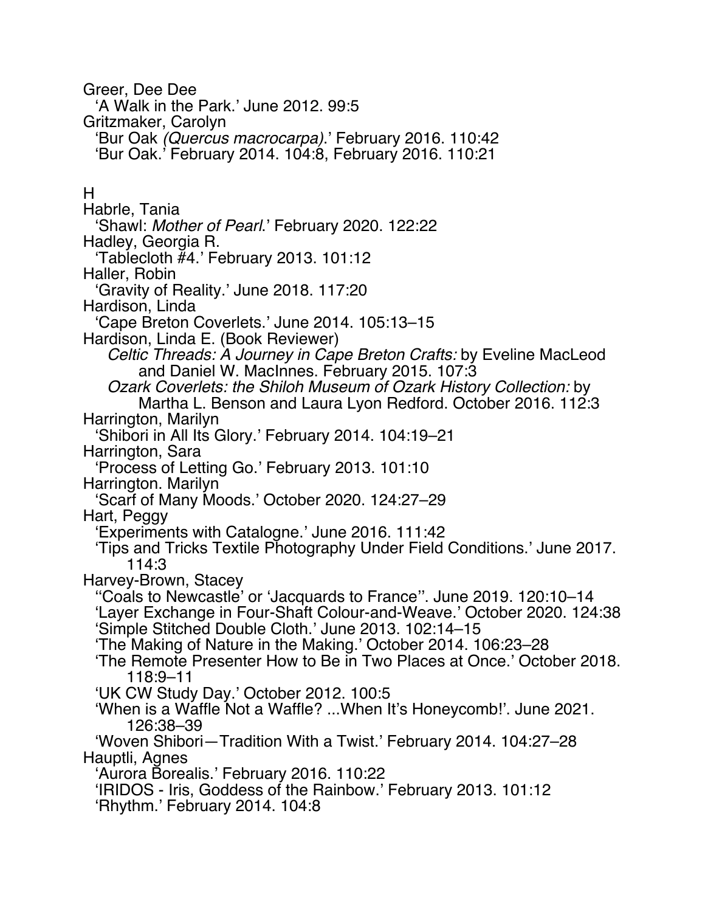Greer, Dee Dee
  'A Walk in the Park.' June 2012. 99:5
Gritzmaker, Carolyn
  'Bur Oak *(Quercus macrocarpa)*.' February 2016. 110:42
  'Bur Oak.' February 2014. 104:8, February 2016. 110:21

H

Habrle, Tania
  'Shawl: *Mother of Pearl*.' February 2020. 122:22
Hadley, Georgia R.
  'Tablecloth #4.' February 2013. 101:12
Haller, Robin
  'Gravity of Reality.' June 2018. 117:20
Hardison, Linda
  'Cape Breton Coverlets.' June 2014. 105:13–15
Hardison, Linda E. (Book Reviewer)
  *Celtic Threads: A Journey in Cape Breton Crafts:* by Eveline MacLeod and Daniel W. MacInnes. February 2015. 107:3
  *Ozark Coverlets: the Shiloh Museum of Ozark History Collection:* by Martha L. Benson and Laura Lyon Redford. October 2016. 112:3
Harrington, Marilyn
  'Shibori in All Its Glory.' February 2014. 104:19–21
Harrington, Sara
  'Process of Letting Go.' February 2013. 101:10
Harrington. Marilyn
  'Scarf of Many Moods.' October 2020. 124:27–29
Hart, Peggy
  'Experiments with Catalogne.' June 2016. 111:42
  'Tips and Tricks Textile Photography Under Field Conditions.' June 2017. 114:3
Harvey-Brown, Stacey
  ''Coals to Newcastle' or 'Jacquards to France''. June 2019. 120:10–14
  'Layer Exchange in Four-Shaft Colour-and-Weave.' October 2020. 124:38
  'Simple Stitched Double Cloth.' June 2013. 102:14–15
  'The Making of Nature in the Making.' October 2014. 106:23–28
  'The Remote Presenter How to Be in Two Places at Once.' October 2018. 118:9–11
  'UK CW Study Day.' October 2012. 100:5
  'When is a Waffle Not a Waffle? ...When It's Honeycomb!'. June 2021. 126:38–39
  'Woven Shibori—Tradition With a Twist.' February 2014. 104:27–28
Hauptli, Agnes
  'Aurora Borealis.' February 2016. 110:22
  'IRIDOS - Iris, Goddess of the Rainbow.' February 2013. 101:12
  'Rhythm.' February 2014. 104:8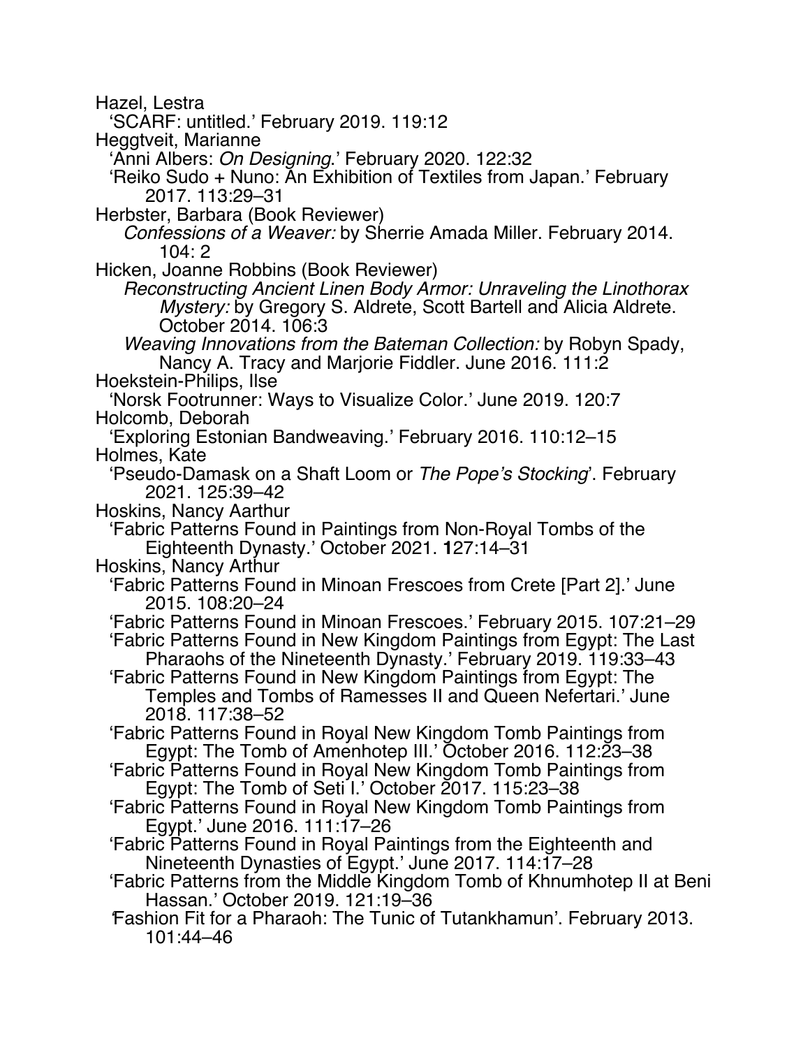Hazel, Lestra
  'SCARF: untitled.' February 2019. 119:12
Heggtveit, Marianne
  'Anni Albers: *On Designing*.' February 2020. 122:32
  'Reiko Sudo + Nuno: An Exhibition of Textiles from Japan.' February 2017. 113:29–31
Herbster, Barbara (Book Reviewer)
  *Confessions of a Weaver:* by Sherrie Amada Miller. February 2014. 104: 2
Hicken, Joanne Robbins (Book Reviewer)
  *Reconstructing Ancient Linen Body Armor: Unraveling the Linothorax Mystery:* by Gregory S. Aldrete, Scott Bartell and Alicia Aldrete. October 2014. 106:3
  *Weaving Innovations from the Bateman Collection:* by Robyn Spady, Nancy A. Tracy and Marjorie Fiddler. June 2016. 111:2
Hoekstein-Philips, Ilse
  'Norsk Footrunner: Ways to Visualize Color.' June 2019. 120:7
Holcomb, Deborah
  'Exploring Estonian Bandweaving.' February 2016. 110:12–15
Holmes, Kate
  'Pseudo-Damask on a Shaft Loom or *The Pope's Stocking*'. February 2021. 125:39–42
Hoskins, Nancy Aarthur
  'Fabric Patterns Found in Paintings from Non-Royal Tombs of the Eighteenth Dynasty.' October 2021. **1**27:14–31
Hoskins, Nancy Arthur
  'Fabric Patterns Found in Minoan Frescoes from Crete [Part 2].' June 2015. 108:20–24
  'Fabric Patterns Found in Minoan Frescoes.' February 2015. 107:21–29
  'Fabric Patterns Found in New Kingdom Paintings from Egypt: The Last Pharaohs of the Nineteenth Dynasty.' February 2019. 119:33–43
  'Fabric Patterns Found in New Kingdom Paintings from Egypt: The Temples and Tombs of Ramesses II and Queen Nefertari.' June 2018. 117:38–52
  'Fabric Patterns Found in Royal New Kingdom Tomb Paintings from Egypt: The Tomb of Amenhotep III.' October 2016. 112:23–38
  'Fabric Patterns Found in Royal New Kingdom Tomb Paintings from Egypt: The Tomb of Seti I.' October 2017. 115:23–38
  'Fabric Patterns Found in Royal New Kingdom Tomb Paintings from Egypt.' June 2016. 111:17–26
  'Fabric Patterns Found in Royal Paintings from the Eighteenth and Nineteenth Dynasties of Egypt.' June 2017. 114:17–28
  'Fabric Patterns from the Middle Kingdom Tomb of Khnumhotep II at Beni Hassan.' October 2019. 121:19–36
  'Fashion Fit for a Pharaoh: The Tunic of Tutankhamun'. February 2013. 101:44–46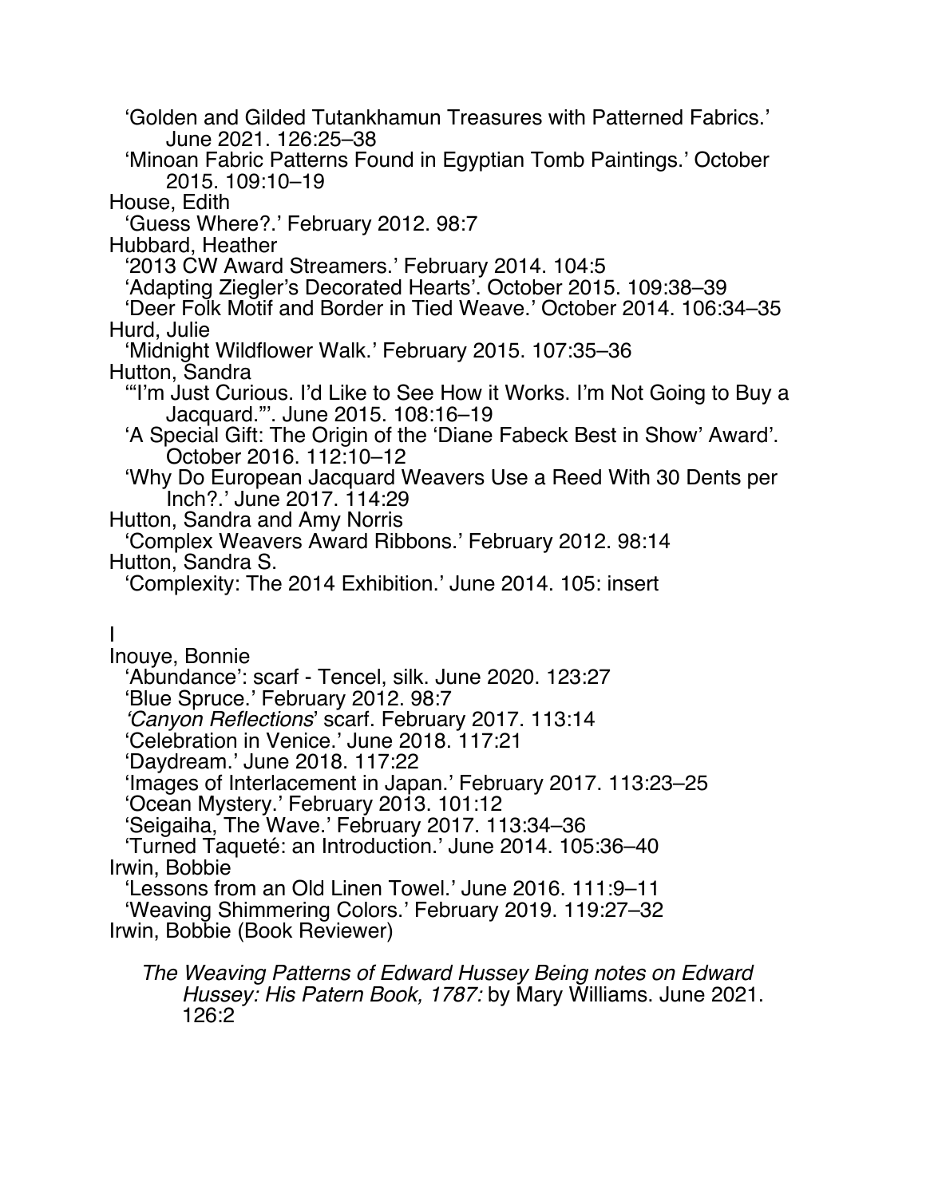'Golden and Gilded Tutankhamun Treasures with Patterned Fabrics.' June 2021. 126:25–38

'Minoan Fabric Patterns Found in Egyptian Tomb Paintings.' October 2015. 109:10–19

House, Edith

'Guess Where?.' February 2012. 98:7

Hubbard, Heather

'2013 CW Award Streamers.' February 2014. 104:5

'Adapting Ziegler's Decorated Hearts'. October 2015. 109:38–39

'Deer Folk Motif and Border in Tied Weave.' October 2014. 106:34–35

Hurd, Julie

'Midnight Wildflower Walk.' February 2015. 107:35–36

Hutton, Sandra

'"I'm Just Curious. I'd Like to See How it Works. I'm Not Going to Buy a Jacquard."'. June 2015. 108:16–19

'A Special Gift: The Origin of the 'Diane Fabeck Best in Show' Award'. October 2016. 112:10–12

'Why Do European Jacquard Weavers Use a Reed With 30 Dents per Inch?.' June 2017. 114:29

Hutton, Sandra and Amy Norris

'Complex Weavers Award Ribbons.' February 2012. 98:14

Hutton, Sandra S.

'Complexity: The 2014 Exhibition.' June 2014. 105: insert

I

Inouye, Bonnie

'Abundance': scarf - Tencel, silk. June 2020. 123:27

'Blue Spruce.' February 2012. 98:7

*'Canyon Reflections*' scarf. February 2017. 113:14

'Celebration in Venice.' June 2018. 117:21

'Daydream.' June 2018. 117:22

'Images of Interlacement in Japan.' February 2017. 113:23–25

'Ocean Mystery.' February 2013. 101:12

'Seigaiha, The Wave.' February 2017. 113:34–36

'Turned Taqueté: an Introduction.' June 2014. 105:36–40

Irwin, Bobbie

'Lessons from an Old Linen Towel.' June 2016. 111:9–11

'Weaving Shimmering Colors.' February 2019. 119:27–32

Irwin, Bobbie (Book Reviewer)

*The Weaving Patterns of Edward Hussey Being notes on Edward Hussey: His Patern Book, 1787:* by Mary Williams. June 2021. 126:2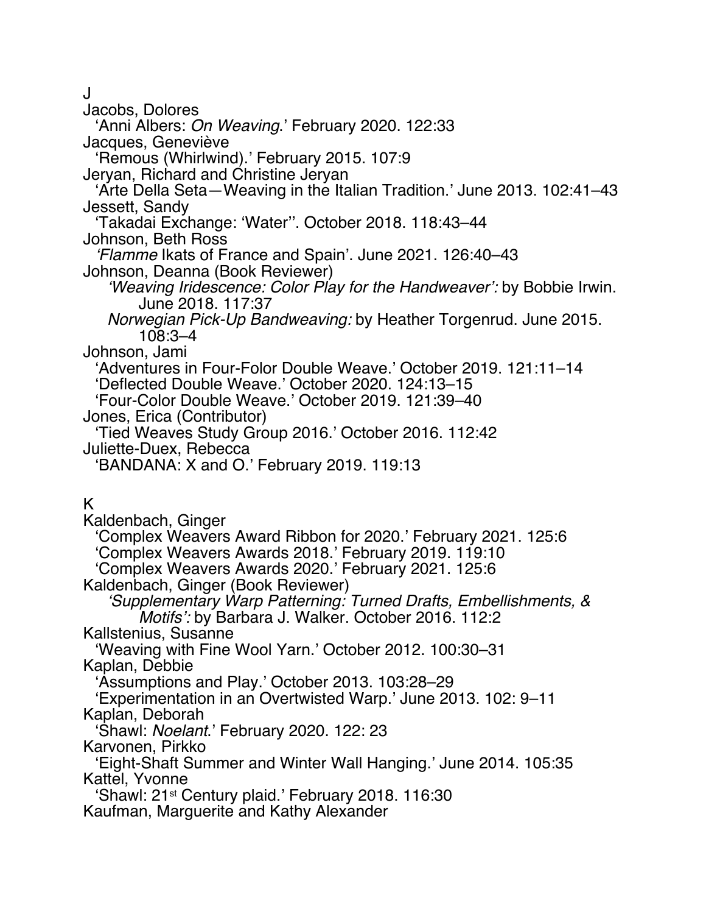## J

Jacobs, Dolores
  'Anni Albers: *On Weaving*.' February 2020. 122:33

Jacques, Geneviève
  'Remous (Whirlwind).' February 2015. 107:9

Jeryan, Richard and Christine Jeryan
  'Arte Della Seta—Weaving in the Italian Tradition.' June 2013. 102:41–43

Jessett, Sandy
  'Takadai Exchange: 'Water''. October 2018. 118:43–44

Johnson, Beth Ross
  *'Flamme* Ikats of France and Spain'. June 2021. 126:40–43

Johnson, Deanna (Book Reviewer)
    *'Weaving Iridescence: Color Play for the Handweaver':* by Bobbie Irwin. June 2018. 117:37
    *Norwegian Pick-Up Bandweaving:* by Heather Torgenrud. June 2015. 108:3–4

Johnson, Jami
  'Adventures in Four-Folor Double Weave.' October 2019. 121:11–14
  'Deflected Double Weave.' October 2020. 124:13–15
  'Four-Color Double Weave.' October 2019. 121:39–40

Jones, Erica (Contributor)
  'Tied Weaves Study Group 2016.' October 2016. 112:42

Juliette-Duex, Rebecca
  'BANDANA: X and O.' February 2019. 119:13

## K

Kaldenbach, Ginger
  'Complex Weavers Award Ribbon for 2020.' February 2021. 125:6
  'Complex Weavers Awards 2018.' February 2019. 119:10
  'Complex Weavers Awards 2020.' February 2021. 125:6

Kaldenbach, Ginger (Book Reviewer)
    *'Supplementary Warp Patterning: Turned Drafts, Embellishments, & Motifs':* by Barbara J. Walker. October 2016. 112:2

Kallstenius, Susanne
  'Weaving with Fine Wool Yarn.' October 2012. 100:30–31

Kaplan, Debbie
  'Assumptions and Play.' October 2013. 103:28–29
  'Experimentation in an Overtwisted Warp.' June 2013. 102: 9–11

Kaplan, Deborah
  'Shawl: *Noelant*.' February 2020. 122: 23

Karvonen, Pirkko
  'Eight-Shaft Summer and Winter Wall Hanging.' June 2014. 105:35

Kattel, Yvonne
  'Shawl: 21st Century plaid.' February 2018. 116:30

Kaufman, Marguerite and Kathy Alexander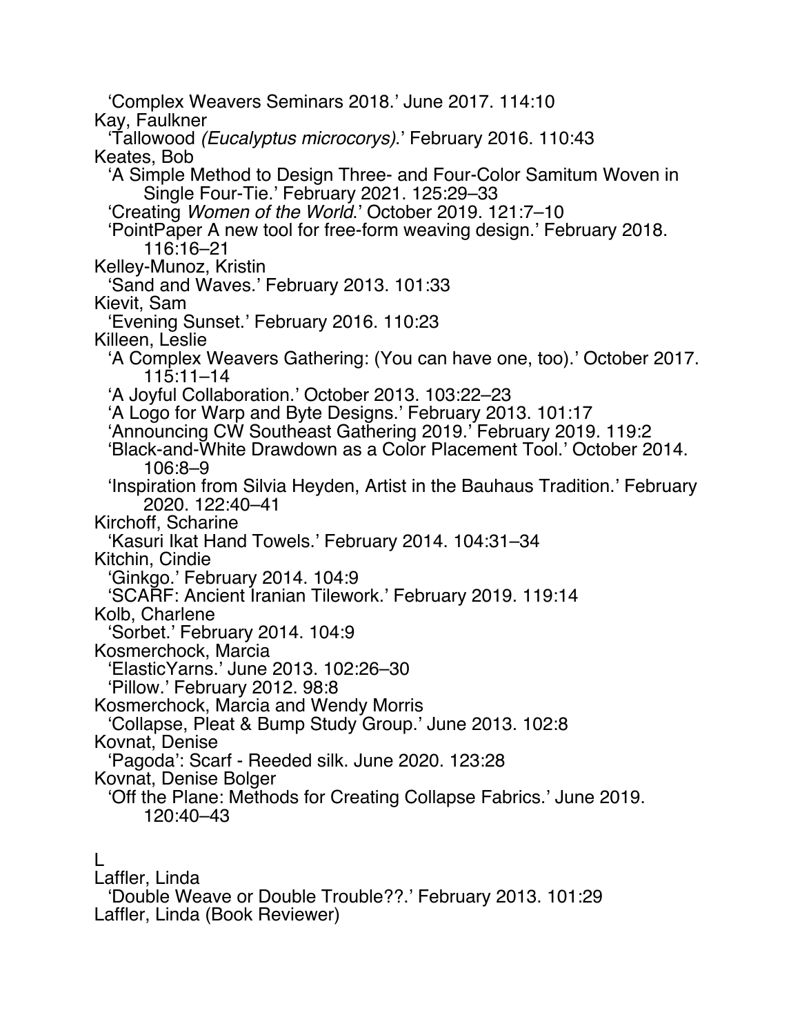'Complex Weavers Seminars 2018.' June 2017. 114:10

Kay, Faulkner

'Tallowood *(Eucalyptus microcorys)*.' February 2016. 110:43

Keates, Bob

'A Simple Method to Design Three- and Four-Color Samitum Woven in Single Four-Tie.' February 2021. 125:29–33

'Creating *Women of the World*.' October 2019. 121:7–10

'PointPaper A new tool for free-form weaving design.' February 2018. 116:16–21

Kelley-Munoz, Kristin

'Sand and Waves.' February 2013. 101:33

Kievit, Sam

'Evening Sunset.' February 2016. 110:23

Killeen, Leslie

'A Complex Weavers Gathering: (You can have one, too).' October 2017. 115:11–14

'A Joyful Collaboration.' October 2013. 103:22–23

'A Logo for Warp and Byte Designs.' February 2013. 101:17

'Announcing CW Southeast Gathering 2019.' February 2019. 119:2

'Black-and-White Drawdown as a Color Placement Tool.' October 2014. 106:8–9

'Inspiration from Silvia Heyden, Artist in the Bauhaus Tradition.' February 2020. 122:40–41

Kirchoff, Scharine

'Kasuri Ikat Hand Towels.' February 2014. 104:31–34

Kitchin, Cindie

'Ginkgo.' February 2014. 104:9

'SCARF: Ancient Iranian Tilework.' February 2019. 119:14

Kolb, Charlene

'Sorbet.' February 2014. 104:9

Kosmerchock, Marcia

'ElasticYarns.' June 2013. 102:26–30

'Pillow.' February 2012. 98:8

Kosmerchock, Marcia and Wendy Morris

'Collapse, Pleat & Bump Study Group.' June 2013. 102:8

Kovnat, Denise

'Pagoda': Scarf - Reeded silk. June 2020. 123:28

Kovnat, Denise Bolger

'Off the Plane: Methods for Creating Collapse Fabrics.' June 2019. 120:40–43

## L

Laffler, Linda

'Double Weave or Double Trouble??.' February 2013. 101:29

Laffler, Linda (Book Reviewer)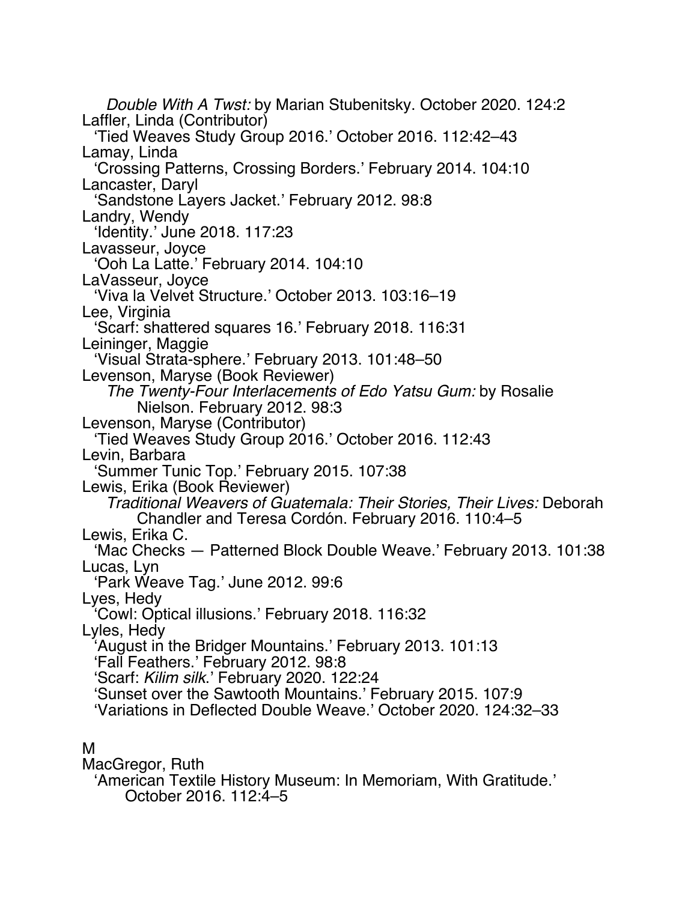*Double With A Twst:* by Marian Stubenitsky. October 2020. 124:2

Laffler, Linda (Contributor)
'Tied Weaves Study Group 2016.' October 2016. 112:42–43

Lamay, Linda
'Crossing Patterns, Crossing Borders.' February 2014. 104:10

Lancaster, Daryl
'Sandstone Layers Jacket.' February 2012. 98:8

Landry, Wendy
'Identity.' June 2018. 117:23

Lavasseur, Joyce
'Ooh La Latte.' February 2014. 104:10

LaVasseur, Joyce
'Viva la Velvet Structure.' October 2013. 103:16–19

Lee, Virginia
'Scarf: shattered squares 16.' February 2018. 116:31

Leininger, Maggie
'Visual Strata-sphere.' February 2013. 101:48–50

Levenson, Maryse (Book Reviewer)
*The Twenty-Four Interlacements of Edo Yatsu Gum:* by Rosalie Nielson. February 2012. 98:3

Levenson, Maryse (Contributor)
'Tied Weaves Study Group 2016.' October 2016. 112:43

Levin, Barbara
'Summer Tunic Top.' February 2015. 107:38

Lewis, Erika (Book Reviewer)
*Traditional Weavers of Guatemala: Their Stories, Their Lives:* Deborah Chandler and Teresa Cordón. February 2016. 110:4–5

Lewis, Erika C.
'Mac Checks — Patterned Block Double Weave.' February 2013. 101:38

Lucas, Lyn
'Park Weave Tag.' June 2012. 99:6

Lyes, Hedy
'Cowl: Optical illusions.' February 2018. 116:32

Lyles, Hedy
'August in the Bridger Mountains.' February 2013. 101:13
'Fall Feathers.' February 2012. 98:8
'Scarf: *Kilim silk*.' February 2020. 122:24
'Sunset over the Sawtooth Mountains.' February 2015. 107:9
'Variations in Deflected Double Weave.' October 2020. 124:32–33

## M

MacGregor, Ruth
'American Textile History Museum: In Memoriam, With Gratitude.' October 2016. 112:4–5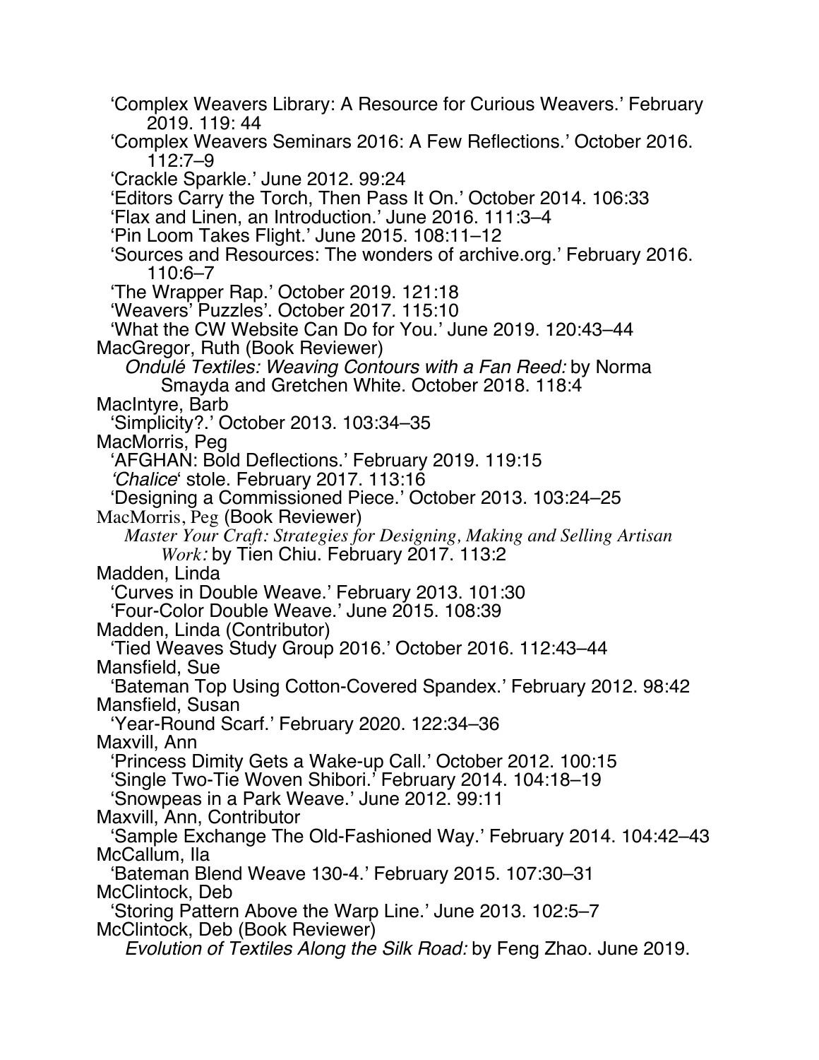'Complex Weavers Library: A Resource for Curious Weavers.' February 2019. 119: 44
'Complex Weavers Seminars 2016: A Few Reflections.' October 2016. 112:7–9
'Crackle Sparkle.' June 2012. 99:24
'Editors Carry the Torch, Then Pass It On.' October 2014. 106:33
'Flax and Linen, an Introduction.' June 2016. 111:3–4
'Pin Loom Takes Flight.' June 2015. 108:11–12
'Sources and Resources: The wonders of archive.org.' February 2016. 110:6–7
'The Wrapper Rap.' October 2019. 121:18
'Weavers' Puzzles'. October 2017. 115:10
'What the CW Website Can Do for You.' June 2019. 120:43–44

MacGregor, Ruth (Book Reviewer)
*Ondulé Textiles: Weaving Contours with a Fan Reed:* by Norma Smayda and Gretchen White. October 2018. 118:4

MacIntyre, Barb
'Simplicity?.' October 2013. 103:34–35

MacMorris, Peg
'AFGHAN: Bold Deflections.' February 2019. 119:15
*'Chalice*' stole. February 2017. 113:16
'Designing a Commissioned Piece.' October 2013. 103:24–25

MacMorris, Peg (Book Reviewer)
*Master Your Craft: Strategies for Designing, Making and Selling Artisan Work:* by Tien Chiu. February 2017. 113:2

Madden, Linda
'Curves in Double Weave.' February 2013. 101:30
'Four-Color Double Weave.' June 2015. 108:39

Madden, Linda (Contributor)
'Tied Weaves Study Group 2016.' October 2016. 112:43–44

Mansfield, Sue
'Bateman Top Using Cotton-Covered Spandex.' February 2012. 98:42

Mansfield, Susan
'Year-Round Scarf.' February 2020. 122:34–36

Maxvill, Ann
'Princess Dimity Gets a Wake-up Call.' October 2012. 100:15
'Single Two-Tie Woven Shibori.' February 2014. 104:18–19
'Snowpeas in a Park Weave.' June 2012. 99:11

Maxvill, Ann, Contributor
'Sample Exchange The Old-Fashioned Way.' February 2014. 104:42–43

McCallum, Ila
'Bateman Blend Weave 130-4.' February 2015. 107:30–31

McClintock, Deb
'Storing Pattern Above the Warp Line.' June 2013. 102:5–7

McClintock, Deb (Book Reviewer)
*Evolution of Textiles Along the Silk Road:* by Feng Zhao. June 2019.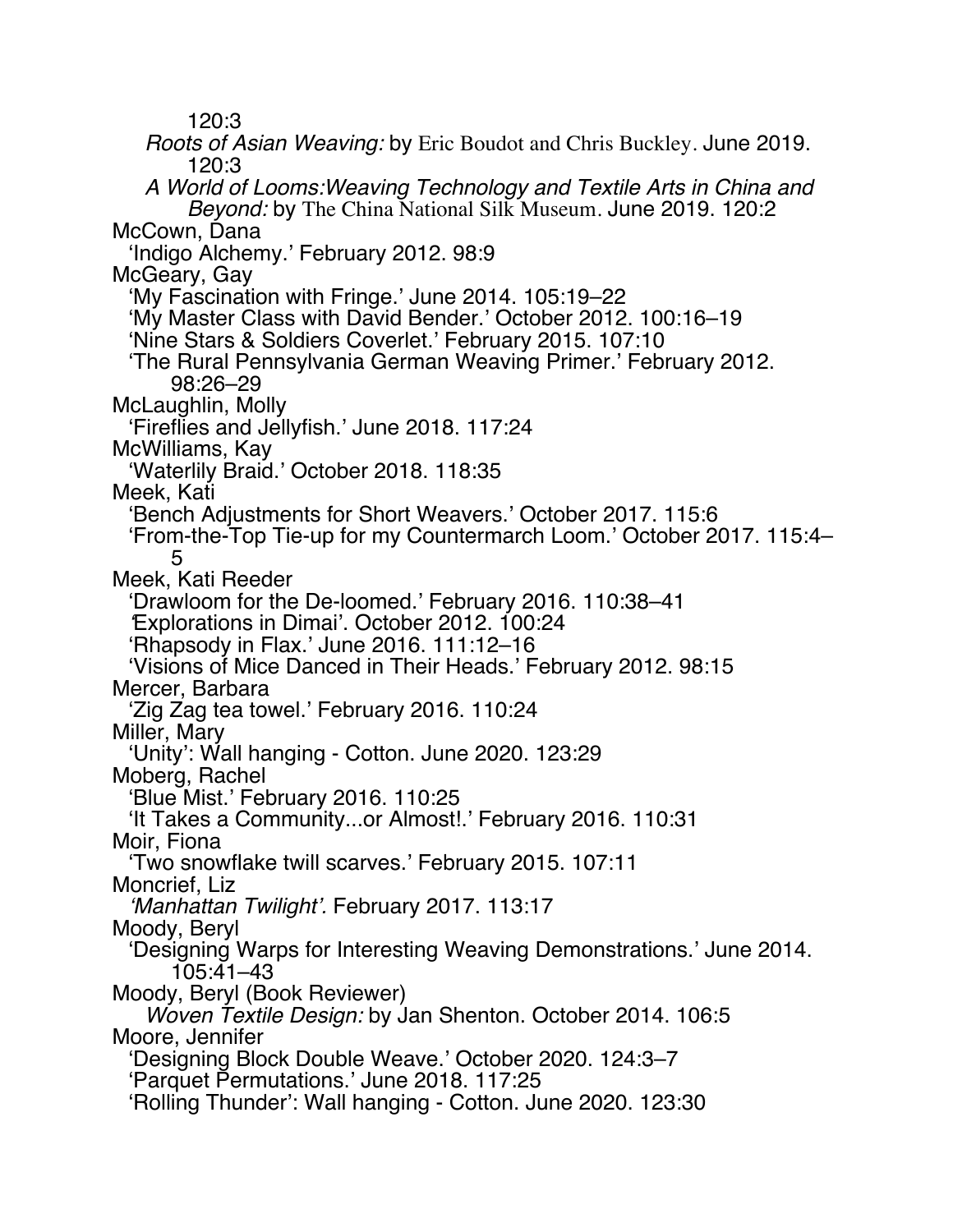120:3

*Roots of Asian Weaving:* by Eric Boudot and Chris Buckley. June 2019. 120:3

*A World of Looms:Weaving Technology and Textile Arts in China and Beyond:* by The China National Silk Museum. June 2019. 120:2

McCown, Dana

'Indigo Alchemy.' February 2012. 98:9

McGeary, Gay

'My Fascination with Fringe.' June 2014. 105:19–22

'My Master Class with David Bender.' October 2012. 100:16–19

'Nine Stars & Soldiers Coverlet.' February 2015. 107:10

'The Rural Pennsylvania German Weaving Primer.' February 2012. 98:26–29

McLaughlin, Molly

'Fireflies and Jellyfish.' June 2018. 117:24

McWilliams, Kay

'Waterlily Braid.' October 2018. 118:35

Meek, Kati

'Bench Adjustments for Short Weavers.' October 2017. 115:6

'From-the-Top Tie-up for my Countermarch Loom.' October 2017. 115:4–5

Meek, Kati Reeder

'Drawloom for the De-loomed.' February 2016. 110:38–41

'Explorations in Dimai'. October 2012. 100:24

'Rhapsody in Flax.' June 2016. 111:12–16

'Visions of Mice Danced in Their Heads.' February 2012. 98:15

Mercer, Barbara

'Zig Zag tea towel.' February 2016. 110:24

Miller, Mary

'Unity': Wall hanging - Cotton. June 2020. 123:29

Moberg, Rachel

'Blue Mist.' February 2016. 110:25

'It Takes a Community...or Almost!.' February 2016. 110:31

Moir, Fiona

'Two snowflake twill scarves.' February 2015. 107:11

Moncrief, Liz

*'Manhattan Twilight'.* February 2017. 113:17

Moody, Beryl

'Designing Warps for Interesting Weaving Demonstrations.' June 2014. 105:41–43

Moody, Beryl (Book Reviewer)

*Woven Textile Design:* by Jan Shenton. October 2014. 106:5

Moore, Jennifer

'Designing Block Double Weave.' October 2020. 124:3–7

'Parquet Permutations.' June 2018. 117:25

'Rolling Thunder': Wall hanging - Cotton. June 2020. 123:30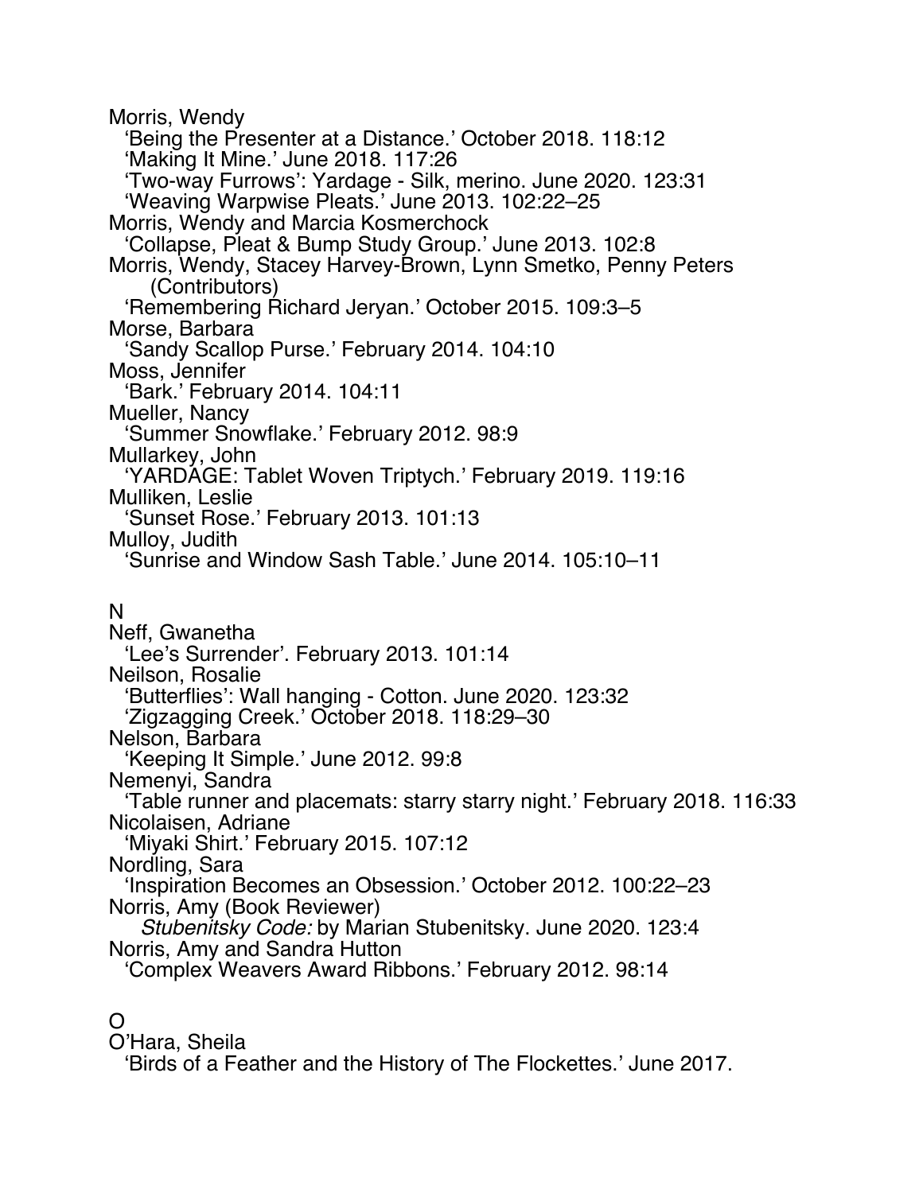Morris, Wendy
'Being the Presenter at a Distance.' October 2018. 118:12
'Making It Mine.' June 2018. 117:26
'Two-way Furrows': Yardage - Silk, merino. June 2020. 123:31
'Weaving Warpwise Pleats.' June 2013. 102:22–25

Morris, Wendy and Marcia Kosmerchock
'Collapse, Pleat & Bump Study Group.' June 2013. 102:8

Morris, Wendy, Stacey Harvey-Brown, Lynn Smetko, Penny Peters (Contributors)
'Remembering Richard Jeryan.' October 2015. 109:3–5

Morse, Barbara
'Sandy Scallop Purse.' February 2014. 104:10

Moss, Jennifer
'Bark.' February 2014. 104:11

Mueller, Nancy
'Summer Snowflake.' February 2012. 98:9

Mullarkey, John
'YARDAGE: Tablet Woven Triptych.' February 2019. 119:16

Mulliken, Leslie
'Sunset Rose.' February 2013. 101:13

Mulloy, Judith
'Sunrise and Window Sash Table.' June 2014. 105:10–11

## N

Neff, Gwanetha
'Lee's Surrender'. February 2013. 101:14

Neilson, Rosalie
'Butterflies': Wall hanging - Cotton. June 2020. 123:32
'Zigzagging Creek.' October 2018. 118:29–30

Nelson, Barbara
'Keeping It Simple.' June 2012. 99:8

Nemenyi, Sandra
'Table runner and placemats: starry starry night.' February 2018. 116:33

Nicolaisen, Adriane
'Miyaki Shirt.' February 2015. 107:12

Nordling, Sara
'Inspiration Becomes an Obsession.' October 2012. 100:22–23

Norris, Amy (Book Reviewer)
*Stubenitsky Code:* by Marian Stubenitsky. June 2020. 123:4

Norris, Amy and Sandra Hutton
'Complex Weavers Award Ribbons.' February 2012. 98:14

## O

O'Hara, Sheila
'Birds of a Feather and the History of The Flockettes.' June 2017.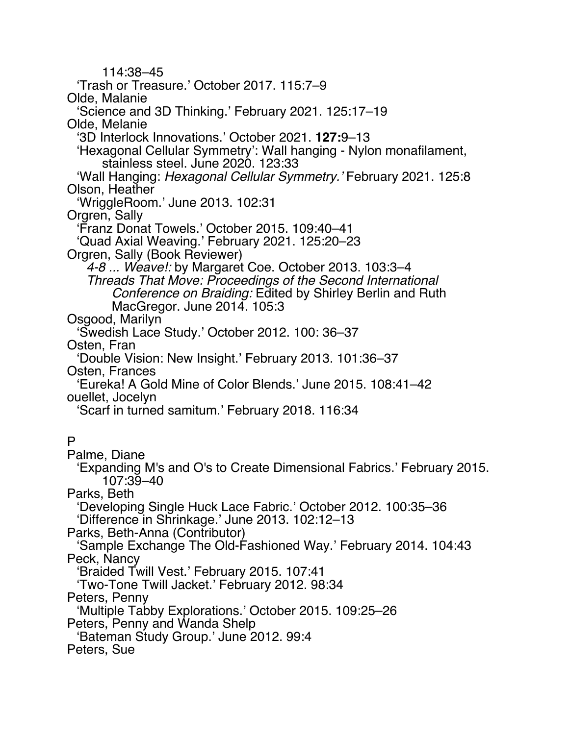114:38–45

'Trash or Treasure.' October 2017. 115:7–9

Olde, Malanie

'Science and 3D Thinking.' February 2021. 125:17–19

Olde, Melanie

'3D Interlock Innovations.' October 2021. **127:**9–13

'Hexagonal Cellular Symmetry': Wall hanging - Nylon monafilament, stainless steel. June 2020. 123:33

'Wall Hanging: *Hexagonal Cellular Symmetry.'* February 2021. 125:8

Olson, Heather

'WriggleRoom.' June 2013. 102:31

Orgren, Sally

'Franz Donat Towels.' October 2015. 109:40–41

'Quad Axial Weaving.' February 2021. 125:20–23

Orgren, Sally (Book Reviewer)

*4-8 ... Weave!:* by Margaret Coe. October 2013. 103:3–4

*Threads That Move: Proceedings of the Second International Conference on Braiding:* Edited by Shirley Berlin and Ruth MacGregor. June 2014. 105:3

Osgood, Marilyn

'Swedish Lace Study.' October 2012. 100: 36–37

Osten, Fran

'Double Vision: New Insight.' February 2013. 101:36–37

Osten, Frances

'Eureka! A Gold Mine of Color Blends.' June 2015. 108:41–42

ouellet, Jocelyn

'Scarf in turned samitum.' February 2018. 116:34

## P

Palme, Diane

'Expanding M's and O's to Create Dimensional Fabrics.' February 2015. 107:39–40

Parks, Beth

'Developing Single Huck Lace Fabric.' October 2012. 100:35–36

'Difference in Shrinkage.' June 2013. 102:12–13

Parks, Beth-Anna (Contributor)

'Sample Exchange The Old-Fashioned Way.' February 2014. 104:43

Peck, Nancy

'Braided Twill Vest.' February 2015. 107:41

'Two-Tone Twill Jacket.' February 2012. 98:34

Peters, Penny

'Multiple Tabby Explorations.' October 2015. 109:25–26

Peters, Penny and Wanda Shelp

'Bateman Study Group.' June 2012. 99:4

Peters, Sue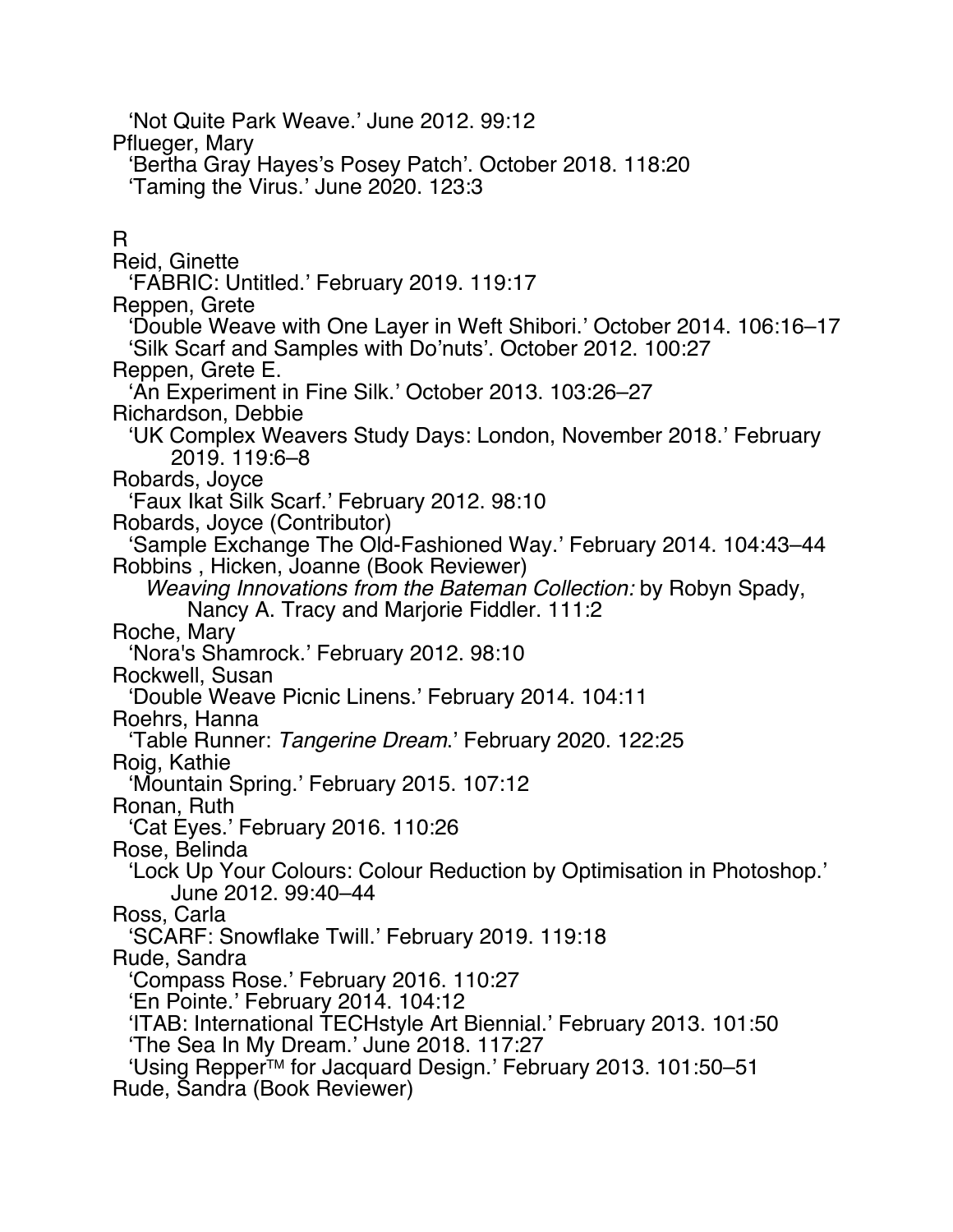'Not Quite Park Weave.' June 2012. 99:12

Pflueger, Mary

'Bertha Gray Hayes's Posey Patch'. October 2018. 118:20

'Taming the Virus.' June 2020. 123:3

## R

Reid, Ginette

'FABRIC: Untitled.' February 2019. 119:17

Reppen, Grete

'Double Weave with One Layer in Weft Shibori.' October 2014. 106:16–17

'Silk Scarf and Samples with Do'nuts'. October 2012. 100:27

Reppen, Grete E.

'An Experiment in Fine Silk.' October 2013. 103:26–27

Richardson, Debbie

'UK Complex Weavers Study Days: London, November 2018.' February 2019. 119:6–8

Robards, Joyce

'Faux Ikat Silk Scarf.' February 2012. 98:10

Robards, Joyce (Contributor)

'Sample Exchange The Old-Fashioned Way.' February 2014. 104:43–44

Robbins , Hicken, Joanne (Book Reviewer)

*Weaving Innovations from the Bateman Collection:* by Robyn Spady, Nancy A. Tracy and Marjorie Fiddler. 111:2

Roche, Mary

'Nora's Shamrock.' February 2012. 98:10

Rockwell, Susan

'Double Weave Picnic Linens.' February 2014. 104:11

Roehrs, Hanna

'Table Runner: *Tangerine Dream*.' February 2020. 122:25

Roig, Kathie

'Mountain Spring.' February 2015. 107:12

Ronan, Ruth

'Cat Eyes.' February 2016. 110:26

Rose, Belinda

'Lock Up Your Colours: Colour Reduction by Optimisation in Photoshop.' June 2012. 99:40–44

Ross, Carla

'SCARF: Snowflake Twill.' February 2019. 119:18

Rude, Sandra

'Compass Rose.' February 2016. 110:27

'En Pointe.' February 2014. 104:12

'ITAB: International TECHstyle Art Biennial.' February 2013. 101:50

'The Sea In My Dream.' June 2018. 117:27

'Using Repper™ for Jacquard Design.' February 2013. 101:50–51

Rude, Sandra (Book Reviewer)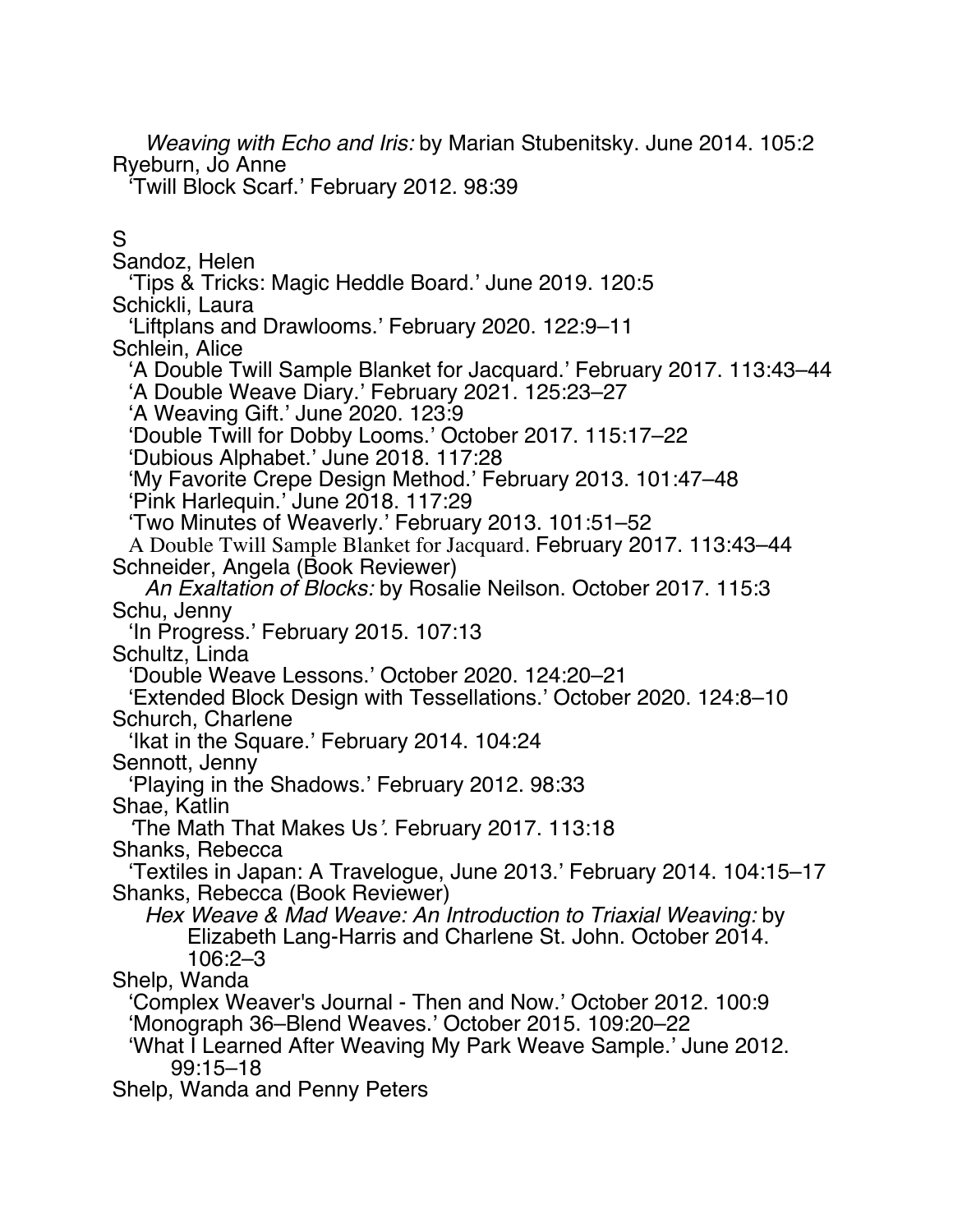*Weaving with Echo and Iris:* by Marian Stubenitsky. June 2014. 105:2

Ryeburn, Jo Anne

'Twill Block Scarf.' February 2012. 98:39

S

Sandoz, Helen

'Tips & Tricks: Magic Heddle Board.' June 2019. 120:5

Schickli, Laura

'Liftplans and Drawlooms.' February 2020. 122:9–11

Schlein, Alice

'A Double Twill Sample Blanket for Jacquard.' February 2017. 113:43–44

'A Double Weave Diary.' February 2021. 125:23–27

'A Weaving Gift.' June 2020. 123:9

'Double Twill for Dobby Looms.' October 2017. 115:17–22

'Dubious Alphabet.' June 2018. 117:28

'My Favorite Crepe Design Method.' February 2013. 101:47–48

'Pink Harlequin.' June 2018. 117:29

'Two Minutes of Weaverly.' February 2013. 101:51–52

A Double Twill Sample Blanket for Jacquard. February 2017. 113:43–44

Schneider, Angela (Book Reviewer)

*An Exaltation of Blocks:* by Rosalie Neilson. October 2017. 115:3

Schu, Jenny

'In Progress.' February 2015. 107:13

Schultz, Linda

'Double Weave Lessons.' October 2020. 124:20–21

'Extended Block Design with Tessellations.' October 2020. 124:8–10

Schurch, Charlene

'Ikat in the Square.' February 2014. 104:24

Sennott, Jenny

'Playing in the Shadows.' February 2012. 98:33

Shae, Katlin

'The Math That Makes Us'. February 2017. 113:18

Shanks, Rebecca

'Textiles in Japan: A Travelogue, June 2013.' February 2014. 104:15–17

Shanks, Rebecca (Book Reviewer)

*Hex Weave & Mad Weave: An Introduction to Triaxial Weaving:* by Elizabeth Lang-Harris and Charlene St. John. October 2014. 106:2–3

Shelp, Wanda

'Complex Weaver's Journal - Then and Now.' October 2012. 100:9

'Monograph 36–Blend Weaves.' October 2015. 109:20–22

'What I Learned After Weaving My Park Weave Sample.' June 2012. 99:15–18

Shelp, Wanda and Penny Peters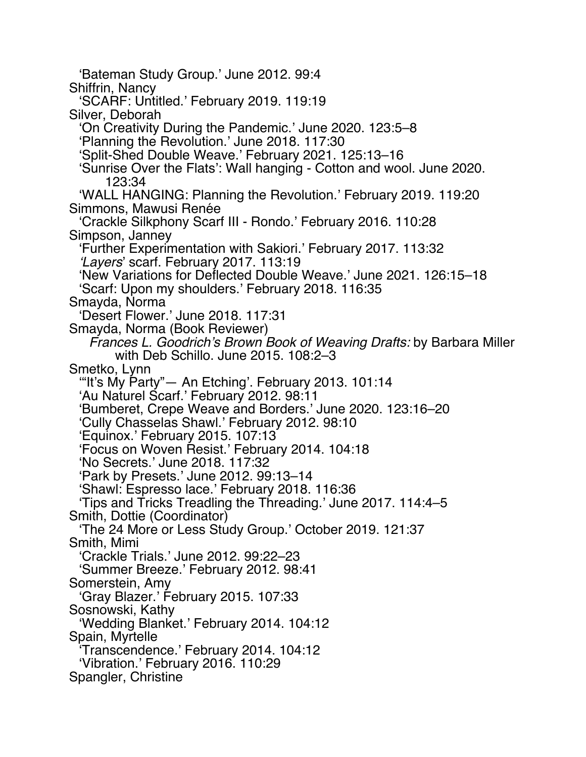'Bateman Study Group.' June 2012. 99:4

Shiffrin, Nancy
  'SCARF: Untitled.' February 2019. 119:19

Silver, Deborah
  'On Creativity During the Pandemic.' June 2020. 123:5–8
  'Planning the Revolution.' June 2018. 117:30
  'Split-Shed Double Weave.' February 2021. 125:13–16
  'Sunrise Over the Flats': Wall hanging - Cotton and wool. June 2020. 123:34
  'WALL HANGING: Planning the Revolution.' February 2019. 119:20

Simmons, Mawusi Renée
  'Crackle Silkphony Scarf III - Rondo.' February 2016. 110:28

Simpson, Janney
  'Further Experimentation with Sakiori.' February 2017. 113:32
  *'Layers*' scarf. February 2017. 113:19
  'New Variations for Deflected Double Weave.' June 2021. 126:15–18
  'Scarf: Upon my shoulders.' February 2018. 116:35

Smayda, Norma
  'Desert Flower.' June 2018. 117:31

Smayda, Norma (Book Reviewer)
  *Frances L. Goodrich's Brown Book of Weaving Drafts:* by Barbara Miller with Deb Schillo. June 2015. 108:2–3

Smetko, Lynn
  '"It's My Party"— An Etching'. February 2013. 101:14
  'Au Naturel Scarf.' February 2012. 98:11
  'Bumberet, Crepe Weave and Borders.' June 2020. 123:16–20
  'Cully Chasselas Shawl.' February 2012. 98:10
  'Equinox.' February 2015. 107:13
  'Focus on Woven Resist.' February 2014. 104:18
  'No Secrets.' June 2018. 117:32
  'Park by Presets.' June 2012. 99:13–14
  'Shawl: Espresso lace.' February 2018. 116:36
  'Tips and Tricks Treadling the Threading.' June 2017. 114:4–5

Smith, Dottie (Coordinator)
  'The 24 More or Less Study Group.' October 2019. 121:37

Smith, Mimi
  'Crackle Trials.' June 2012. 99:22–23
  'Summer Breeze.' February 2012. 98:41

Somerstein, Amy
  'Gray Blazer.' February 2015. 107:33

Sosnowski, Kathy
  'Wedding Blanket.' February 2014. 104:12

Spain, Myrtelle
  'Transcendence.' February 2014. 104:12
  'Vibration.' February 2016. 110:29

Spangler, Christine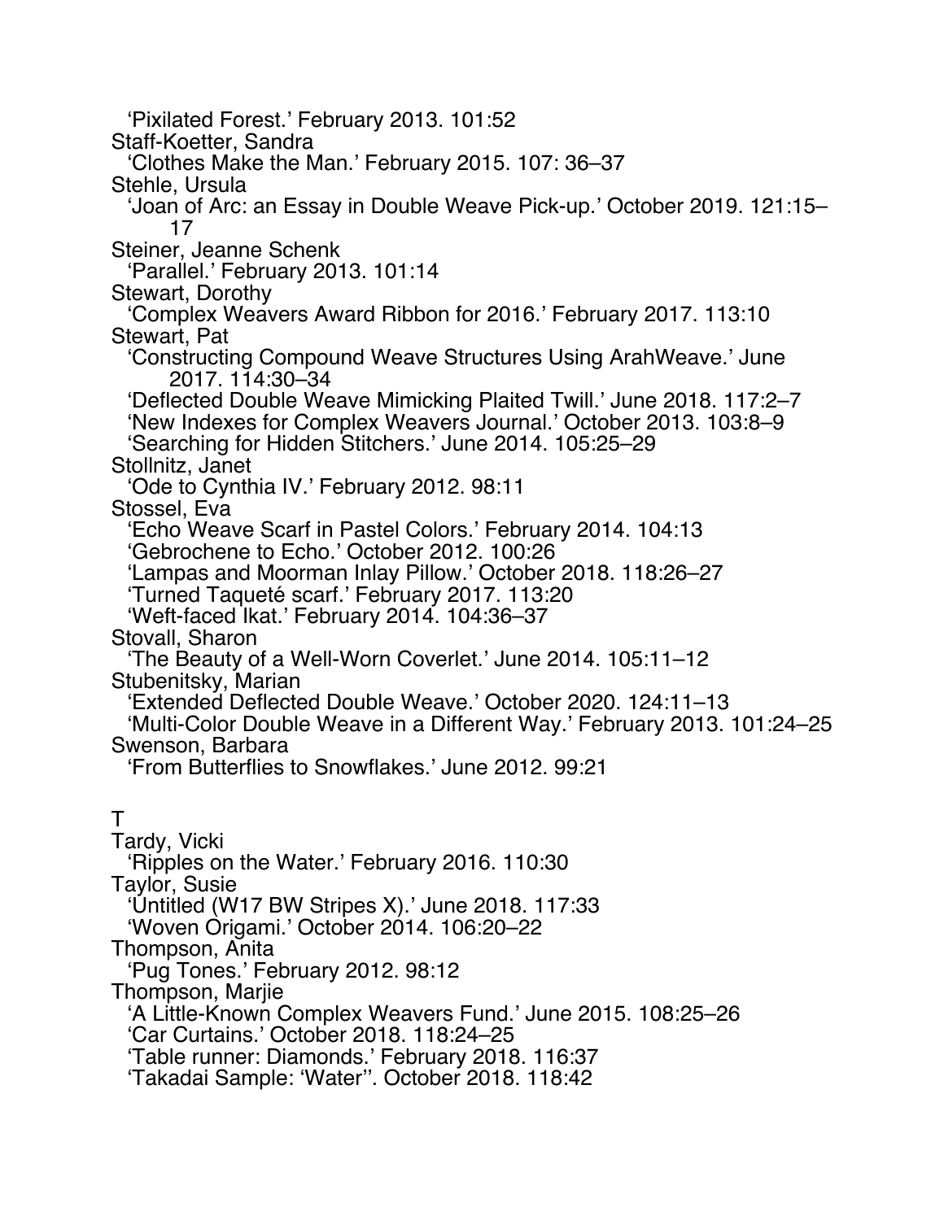'Pixilated Forest.' February 2013. 101:52

Staff-Koetter, Sandra
  'Clothes Make the Man.' February 2015. 107: 36–37

Stehle, Ursula
  'Joan of Arc: an Essay in Double Weave Pick-up.' October 2019. 121:15–17

Steiner, Jeanne Schenk
  'Parallel.' February 2013. 101:14

Stewart, Dorothy
  'Complex Weavers Award Ribbon for 2016.' February 2017. 113:10

Stewart, Pat
  'Constructing Compound Weave Structures Using ArahWeave.' June 2017. 114:30–34
  'Deflected Double Weave Mimicking Plaited Twill.' June 2018. 117:2–7
  'New Indexes for Complex Weavers Journal.' October 2013. 103:8–9
  'Searching for Hidden Stitchers.' June 2014. 105:25–29

Stollnitz, Janet
  'Ode to Cynthia IV.' February 2012. 98:11

Stossel, Eva
  'Echo Weave Scarf in Pastel Colors.' February 2014. 104:13
  'Gebrochene to Echo.' October 2012. 100:26
  'Lampas and Moorman Inlay Pillow.' October 2018. 118:26–27
  'Turned Taqueté scarf.' February 2017. 113:20
  'Weft-faced Ikat.' February 2014. 104:36–37

Stovall, Sharon
  'The Beauty of a Well-Worn Coverlet.' June 2014. 105:11–12

Stubenitsky, Marian
  'Extended Deflected Double Weave.' October 2020. 124:11–13
  'Multi-Color Double Weave in a Different Way.' February 2013. 101:24–25

Swenson, Barbara
  'From Butterflies to Snowflakes.' June 2012. 99:21

T

Tardy, Vicki
  'Ripples on the Water.' February 2016. 110:30

Taylor, Susie
  'Untitled (W17 BW Stripes X).' June 2018. 117:33
  'Woven Origami.' October 2014. 106:20–22

Thompson, Anita
  'Pug Tones.' February 2012. 98:12

Thompson, Marjie
  'A Little-Known Complex Weavers Fund.' June 2015. 108:25–26
  'Car Curtains.' October 2018. 118:24–25
  'Table runner: Diamonds.' February 2018. 116:37
  'Takadai Sample: 'Water''. October 2018. 118:42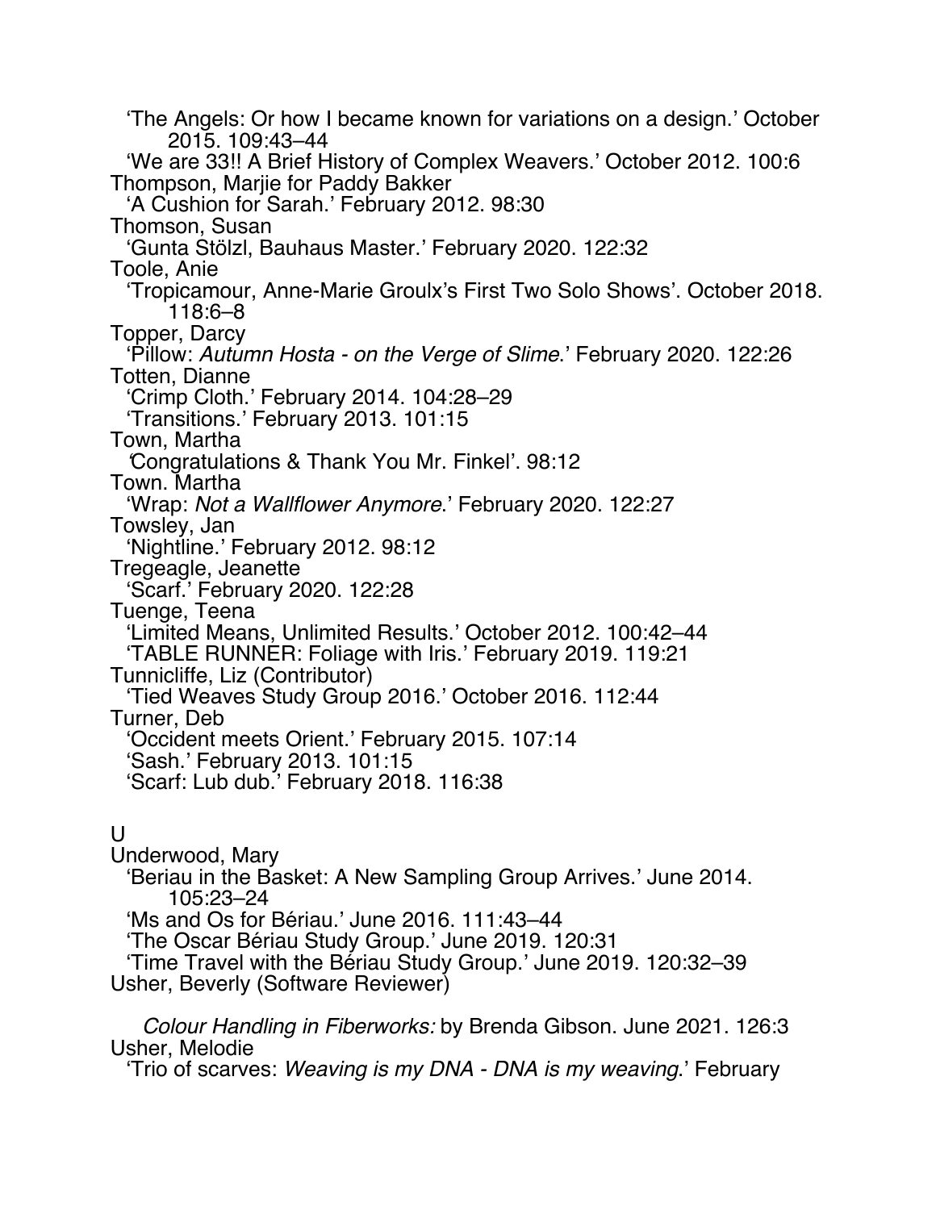'The Angels: Or how I became known for variations on a design.' October 2015. 109:43–44
'We are 33!! A Brief History of Complex Weavers.' October 2012. 100:6

Thompson, Marjie for Paddy Bakker
'A Cushion for Sarah.' February 2012. 98:30

Thomson, Susan
'Gunta Stölzl, Bauhaus Master.' February 2020. 122:32

Toole, Anie
'Tropicamour, Anne-Marie Groulx's First Two Solo Shows'. October 2018. 118:6–8

Topper, Darcy
'Pillow: *Autumn Hosta - on the Verge of Slime*.' February 2020. 122:26

Totten, Dianne
'Crimp Cloth.' February 2014. 104:28–29
'Transitions.' February 2013. 101:15

Town, Martha
'Congratulations & Thank You Mr. Finkel'. 98:12

Town. Martha
'Wrap: *Not a Wallflower Anymore*.' February 2020. 122:27

Towsley, Jan
'Nightline.' February 2012. 98:12

Tregeagle, Jeanette
'Scarf.' February 2020. 122:28

Tuenge, Teena
'Limited Means, Unlimited Results.' October 2012. 100:42–44
'TABLE RUNNER: Foliage with Iris.' February 2019. 119:21

Tunnicliffe, Liz (Contributor)
'Tied Weaves Study Group 2016.' October 2016. 112:44

Turner, Deb
'Occident meets Orient.' February 2015. 107:14
'Sash.' February 2013. 101:15
'Scarf: Lub dub.' February 2018. 116:38

U

Underwood, Mary
'Beriau in the Basket: A New Sampling Group Arrives.' June 2014. 105:23–24
'Ms and Os for Bériau.' June 2016. 111:43–44
'The Oscar Bériau Study Group.' June 2019. 120:31
'Time Travel with the Bériau Study Group.' June 2019. 120:32–39

Usher, Beverly (Software Reviewer)
*Colour Handling in Fiberworks:* by Brenda Gibson. June 2021. 126:3

Usher, Melodie
'Trio of scarves: *Weaving is my DNA - DNA is my weaving*.' February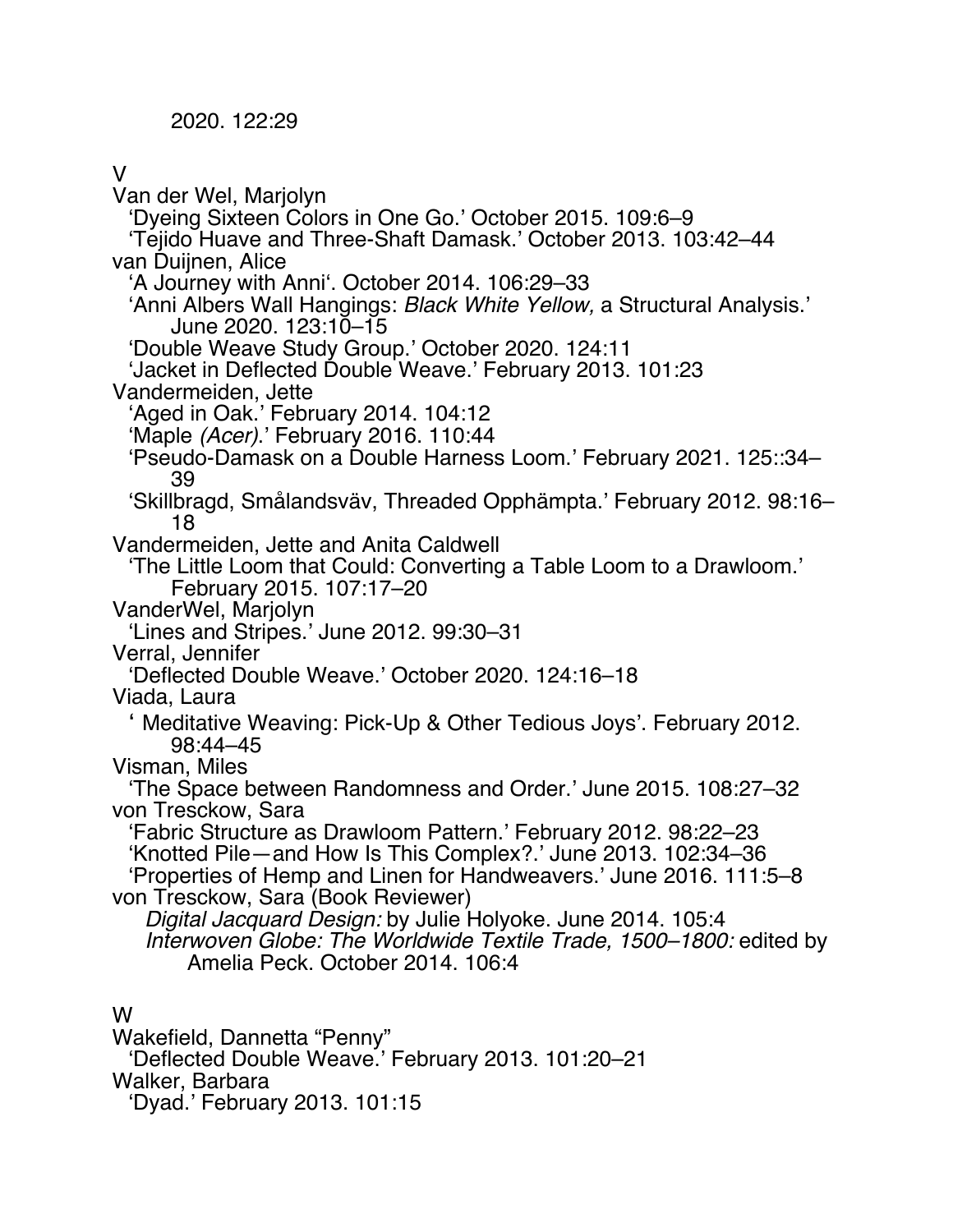2020. 122:29

V

Van der Wel, Marjolyn
  'Dyeing Sixteen Colors in One Go.' October 2015. 109:6–9
  'Tejido Huave and Three-Shaft Damask.' October 2013. 103:42–44

van Duijnen, Alice
  'A Journey with Anni'. October 2014. 106:29–33
  'Anni Albers Wall Hangings: *Black White Yellow,* a Structural Analysis.' June 2020. 123:10–15
  'Double Weave Study Group.' October 2020. 124:11
  'Jacket in Deflected Double Weave.' February 2013. 101:23

Vandermeiden, Jette
  'Aged in Oak.' February 2014. 104:12
  'Maple *(Acer)*.' February 2016. 110:44
  'Pseudo-Damask on a Double Harness Loom.' February 2021. 125::34–39
  'Skillbragd, Smålandsväv, Threaded Opphämpta.' February 2012. 98:16–18

Vandermeiden, Jette and Anita Caldwell
  'The Little Loom that Could: Converting a Table Loom to a Drawloom.' February 2015. 107:17–20

VanderWel, Marjolyn
  'Lines and Stripes.' June 2012. 99:30–31

Verral, Jennifer
  'Deflected Double Weave.' October 2020. 124:16–18

Viada, Laura
  ' Meditative Weaving: Pick-Up & Other Tedious Joys'. February 2012. 98:44–45

Visman, Miles
  'The Space between Randomness and Order.' June 2015. 108:27–32

von Tresckow, Sara
  'Fabric Structure as Drawloom Pattern.' February 2012. 98:22–23
  'Knotted Pile—and How Is This Complex?.' June 2013. 102:34–36
  'Properties of Hemp and Linen for Handweavers.' June 2016. 111:5–8

von Tresckow, Sara (Book Reviewer)
  *Digital Jacquard Design:* by Julie Holyoke. June 2014. 105:4
  *Interwoven Globe: The Worldwide Textile Trade, 1500–1800:* edited by Amelia Peck. October 2014. 106:4

W

Wakefield, Dannetta "Penny"
  'Deflected Double Weave.' February 2013. 101:20–21

Walker, Barbara
  'Dyad.' February 2013. 101:15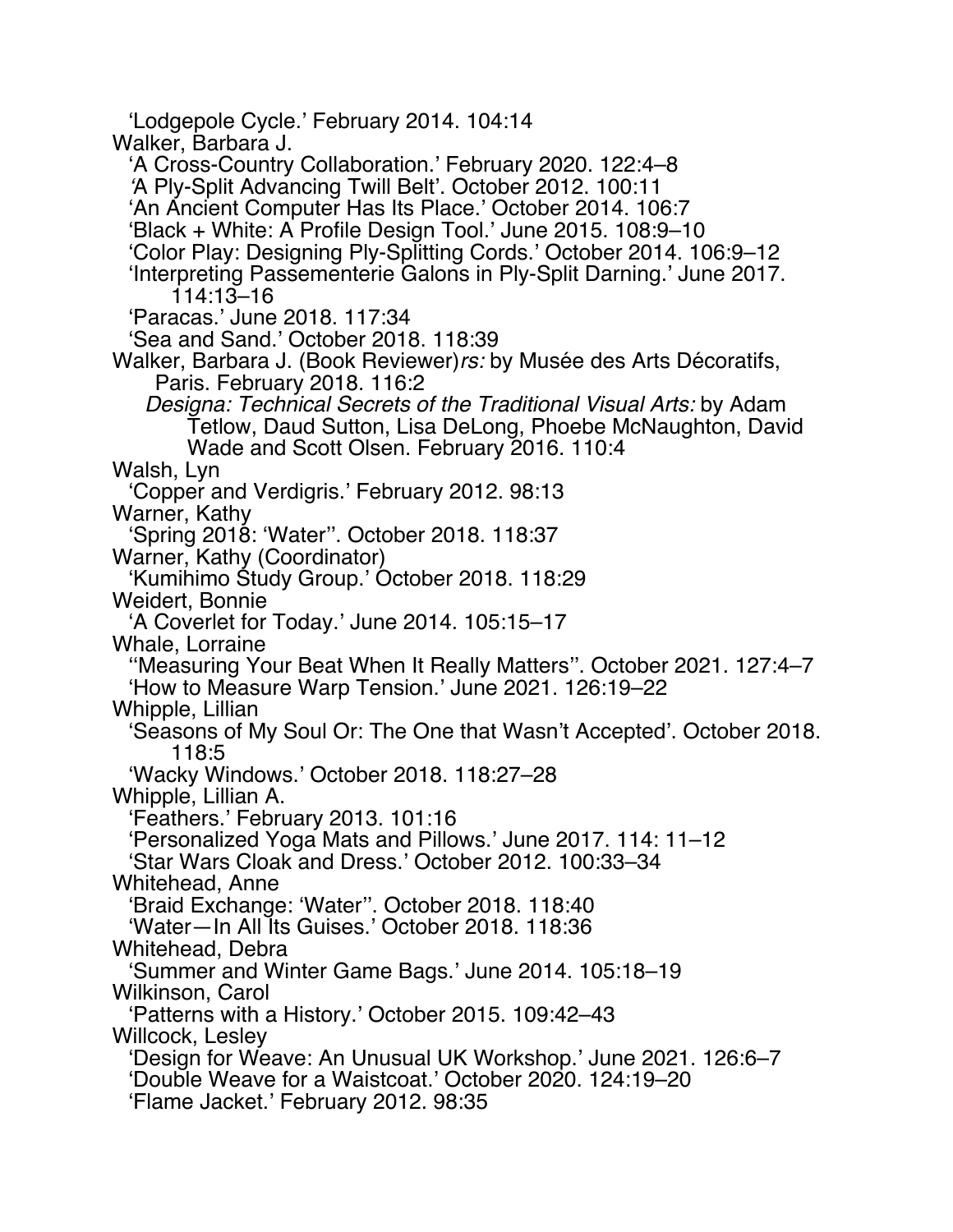'Lodgepole Cycle.' February 2014. 104:14

Walker, Barbara J.

'A Cross-Country Collaboration.' February 2020. 122:4–8
'A Ply-Split Advancing Twill Belt'. October 2012. 100:11
'An Ancient Computer Has Its Place.' October 2014. 106:7
'Black + White: A Profile Design Tool.' June 2015. 108:9–10
'Color Play: Designing Ply-Splitting Cords.' October 2014. 106:9–12
'Interpreting Passementerie Galons in Ply-Split Darning.' June 2017. 114:13–16
'Paracas.' June 2018. 117:34
'Sea and Sand.' October 2018. 118:39

Walker, Barbara J. (Book Reviewer)*rs:* by Musée des Arts Décoratifs, Paris. February 2018. 116:2

*Designa: Technical Secrets of the Traditional Visual Arts:* by Adam Tetlow, Daud Sutton, Lisa DeLong, Phoebe McNaughton, David Wade and Scott Olsen. February 2016. 110:4

Walsh, Lyn

'Copper and Verdigris.' February 2012. 98:13

Warner, Kathy

'Spring 2018: 'Water''. October 2018. 118:37

Warner, Kathy (Coordinator)

'Kumihimo Study Group.' October 2018. 118:29

Weidert, Bonnie

'A Coverlet for Today.' June 2014. 105:15–17

Whale, Lorraine

''Measuring Your Beat When It Really Matters''. October 2021. 127:4–7
'How to Measure Warp Tension.' June 2021. 126:19–22

Whipple, Lillian

'Seasons of My Soul Or: The One that Wasn't Accepted'. October 2018. 118:5
'Wacky Windows.' October 2018. 118:27–28

Whipple, Lillian A.

'Feathers.' February 2013. 101:16
'Personalized Yoga Mats and Pillows.' June 2017. 114: 11–12
'Star Wars Cloak and Dress.' October 2012. 100:33–34

Whitehead, Anne

'Braid Exchange: 'Water''. October 2018. 118:40
'Water—In All Its Guises.' October 2018. 118:36

Whitehead, Debra

'Summer and Winter Game Bags.' June 2014. 105:18–19

Wilkinson, Carol

'Patterns with a History.' October 2015. 109:42–43

Willcock, Lesley

'Design for Weave: An Unusual UK Workshop.' June 2021. 126:6–7
'Double Weave for a Waistcoat.' October 2020. 124:19–20
'Flame Jacket.' February 2012. 98:35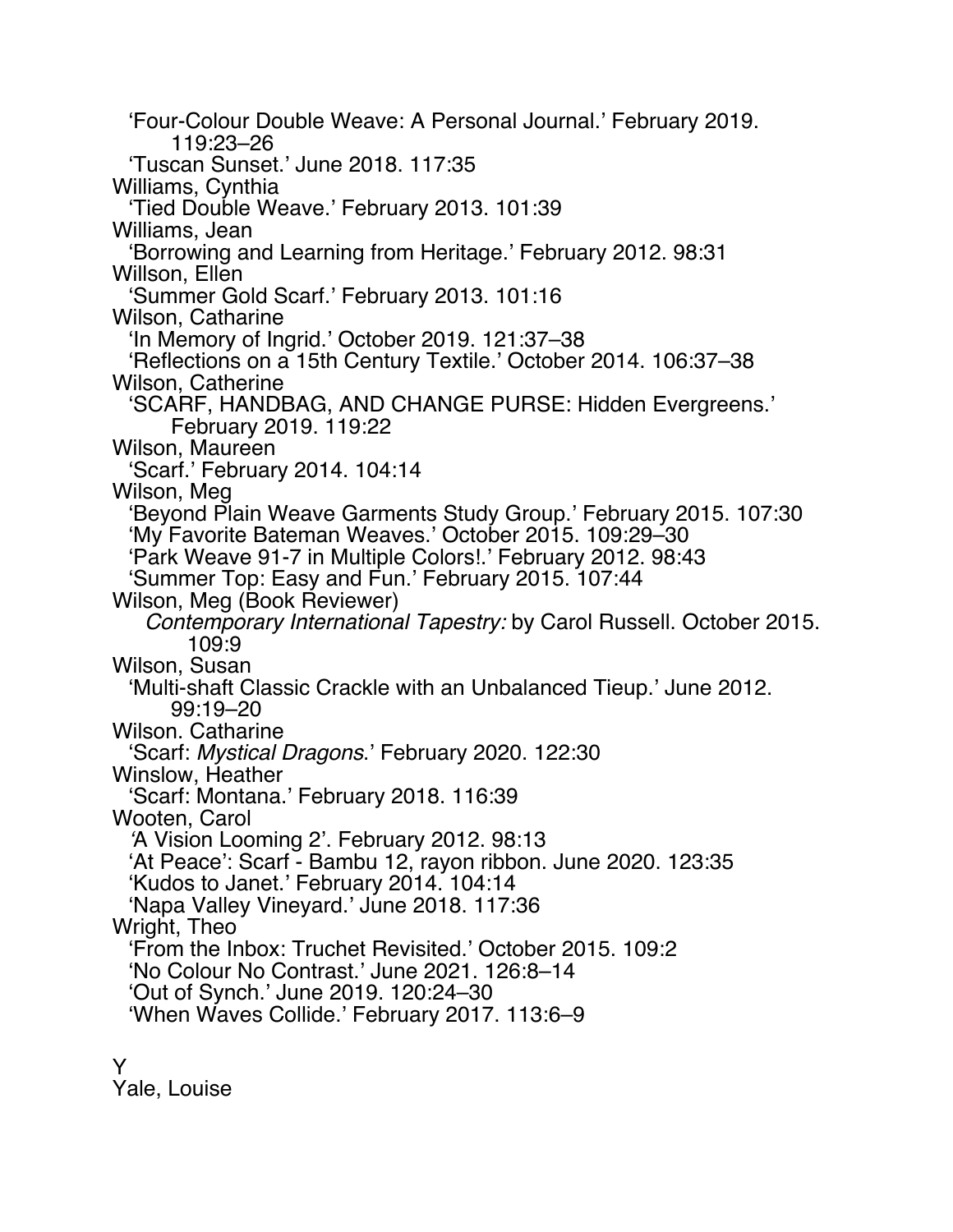'Four-Colour Double Weave: A Personal Journal.' February 2019. 119:23–26
'Tuscan Sunset.' June 2018. 117:35

Williams, Cynthia
'Tied Double Weave.' February 2013. 101:39

Williams, Jean
'Borrowing and Learning from Heritage.' February 2012. 98:31

Willson, Ellen
'Summer Gold Scarf.' February 2013. 101:16

Wilson, Catharine
'In Memory of Ingrid.' October 2019. 121:37–38
'Reflections on a 15th Century Textile.' October 2014. 106:37–38

Wilson, Catherine
'SCARF, HANDBAG, AND CHANGE PURSE: Hidden Evergreens.' February 2019. 119:22

Wilson, Maureen
'Scarf.' February 2014. 104:14

Wilson, Meg
'Beyond Plain Weave Garments Study Group.' February 2015. 107:30
'My Favorite Bateman Weaves.' October 2015. 109:29–30
'Park Weave 91-7 in Multiple Colors!.' February 2012. 98:43
'Summer Top: Easy and Fun.' February 2015. 107:44

Wilson, Meg (Book Reviewer)
*Contemporary International Tapestry:* by Carol Russell. October 2015. 109:9

Wilson, Susan
'Multi-shaft Classic Crackle with an Unbalanced Tieup.' June 2012. 99:19–20

Wilson. Catharine
'Scarf: *Mystical Dragons*.' February 2020. 122:30

Winslow, Heather
'Scarf: Montana.' February 2018. 116:39

Wooten, Carol
'A Vision Looming 2'. February 2012. 98:13
'At Peace': Scarf - Bambu 12, rayon ribbon. June 2020. 123:35
'Kudos to Janet.' February 2014. 104:14
'Napa Valley Vineyard.' June 2018. 117:36

Wright, Theo
'From the Inbox: Truchet Revisited.' October 2015. 109:2
'No Colour No Contrast.' June 2021. 126:8–14
'Out of Synch.' June 2019. 120:24–30
'When Waves Collide.' February 2017. 113:6–9

## Y

Yale, Louise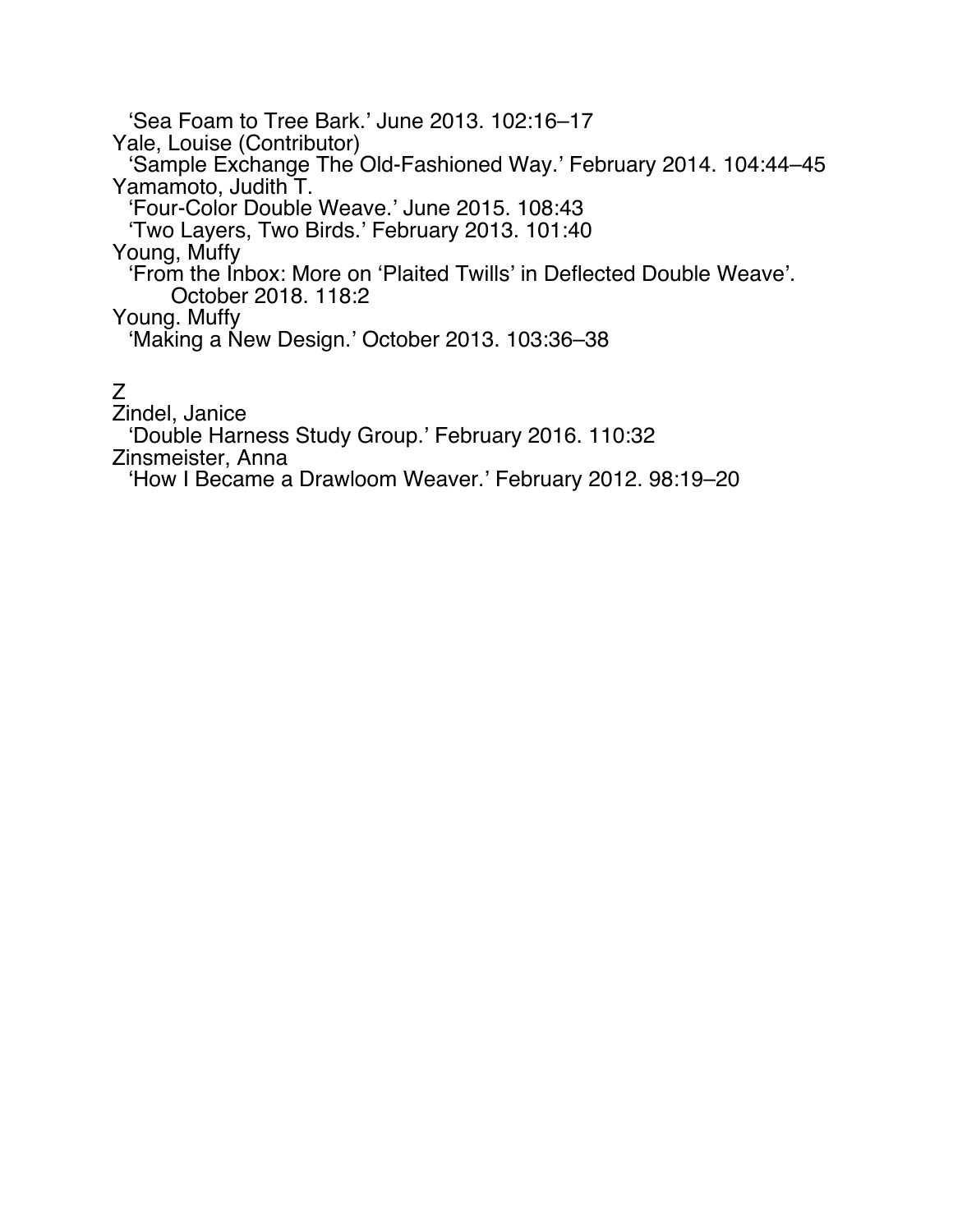'Sea Foam to Tree Bark.' June 2013. 102:16–17

Yale, Louise (Contributor)

'Sample Exchange The Old-Fashioned Way.' February 2014. 104:44–45

Yamamoto, Judith T.

'Four-Color Double Weave.' June 2015. 108:43

'Two Layers, Two Birds.' February 2013. 101:40

Young, Muffy

'From the Inbox: More on 'Plaited Twills' in Deflected Double Weave'. October 2018. 118:2

Young. Muffy

'Making a New Design.' October 2013. 103:36–38

## Z

Zindel, Janice

'Double Harness Study Group.' February 2016. 110:32

Zinsmeister, Anna

'How I Became a Drawloom Weaver.' February 2012. 98:19–20